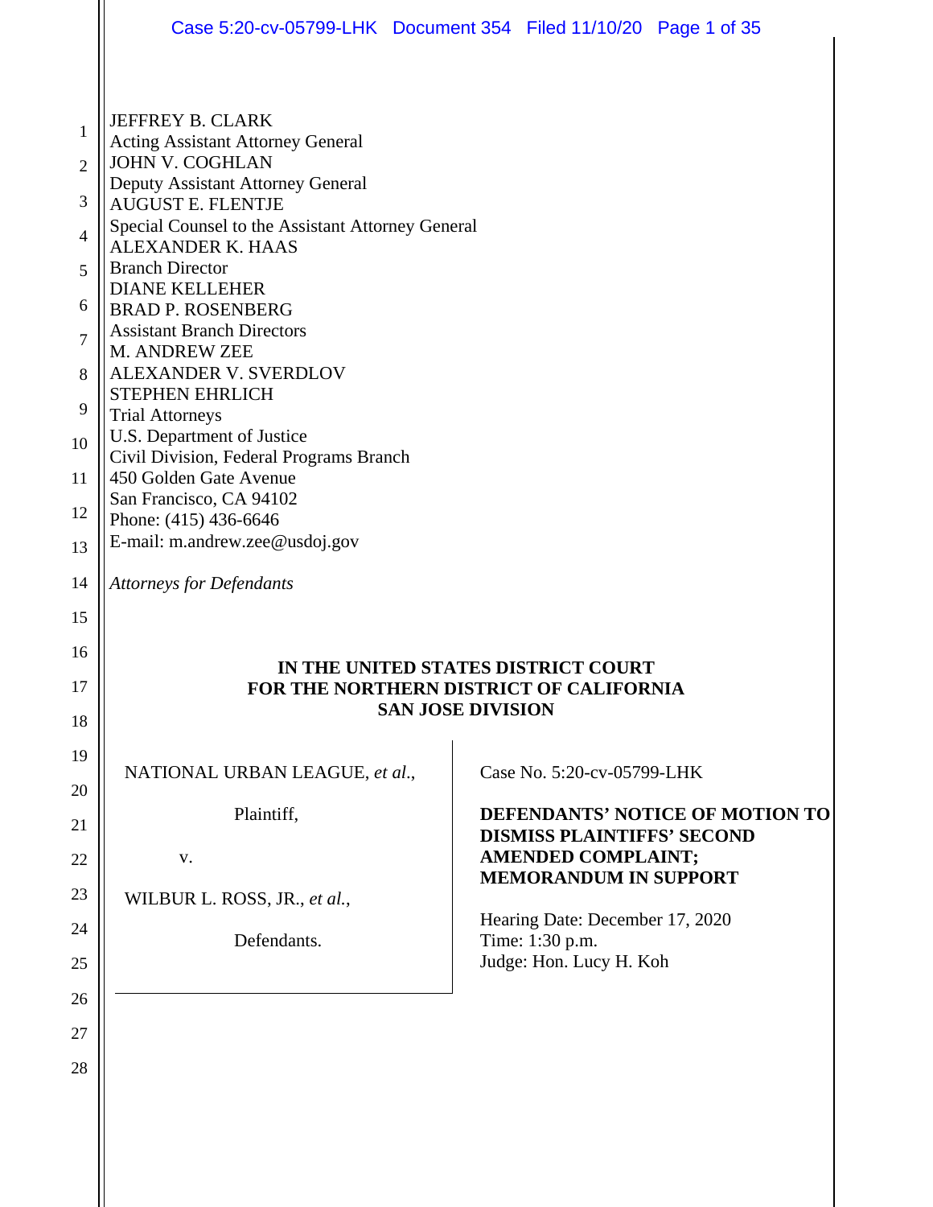JEFFREY B. CLARK
Acting Assistant Attorney General
JOHN V. COGHLAN
Deputy Assistant Attorney General
AUGUST E. FLENTJE
Special Counsel to the Assistant Attorney General
ALEXANDER K. HAAS
Branch Director
DIANE KELLEHER
BRAD P. ROSENBERG
Assistant Branch Directors
M. ANDREW ZEE
ALEXANDER V. SVERDLOV
STEPHEN EHRLICH
Trial Attorneys
U.S. Department of Justice
Civil Division, Federal Programs Branch
450 Golden Gate Avenue
San Francisco, CA 94102
Phone: (415) 436-6646
E-mail: m.andrew.zee@usdoj.gov

*Attorneys for Defendants*

**IN THE UNITED STATES DISTRICT COURT
FOR THE NORTHERN DISTRICT OF CALIFORNIA
SAN JOSE DIVISION**

NATIONAL URBAN LEAGUE, *et al.*,

Plaintiff,

v.

WILBUR L. ROSS, JR., *et al.*,

Defendants.

Case No. 5:20-cv-05799-LHK

**DEFENDANTS' NOTICE OF MOTION TO DISMISS PLAINTIFFS' SECOND AMENDED COMPLAINT; MEMORANDUM IN SUPPORT**

Hearing Date: December 17, 2020
Time: 1:30 p.m.
Judge: Hon. Lucy H. Koh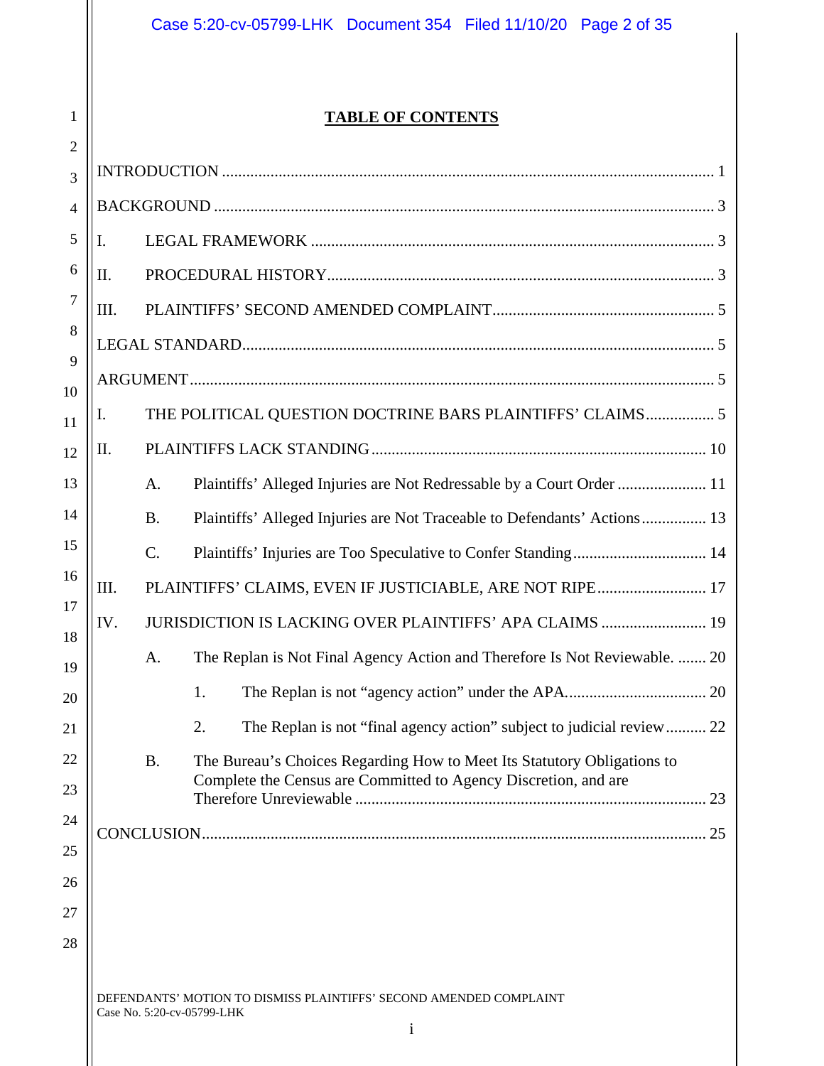# TABLE OF CONTENTS

INTRODUCTION ........................................................................................................................ 1

BACKGROUND ......................................................................................................................... 3

I. LEGAL FRAMEWORK ........................................................................................................ 3

II. PROCEDURAL HISTORY..................................................................................................... 3

III. PLAINTIFFS' SECOND AMENDED COMPLAINT.............................................................. 5

LEGAL STANDARD..................................................................................................................... 5

ARGUMENT.................................................................................................................................. 5

I. THE POLITICAL QUESTION DOCTRINE BARS PLAINTIFFS' CLAIMS................. 5

II. PLAINTIFFS LACK STANDING.................................................................................. 10

  A. Plaintiffs' Alleged Injuries are Not Redressable by a Court Order ...................... 11

  B. Plaintiffs' Alleged Injuries are Not Traceable to Defendants' Actions................ 13

  C. Plaintiffs' Injuries are Too Speculative to Confer Standing................................. 14

III. PLAINTIFFS' CLAIMS, EVEN IF JUSTICIABLE, ARE NOT RIPE........................... 17

IV. JURISDICTION IS LACKING OVER PLAINTIFFS' APA CLAIMS .......................... 19

  A. The Replan is Not Final Agency Action and Therefore Is Not Reviewable. ....... 20

    1. The Replan is not "agency action" under the APA.................................. 20

    2. The Replan is not "final agency action" subject to judicial review.......... 22

  B. The Bureau's Choices Regarding How to Meet Its Statutory Obligations to Complete the Census are Committed to Agency Discretion, and are Therefore Unreviewable ...................................................................................... 23

CONCLUSION........................................................................................................................... 25

DEFENDANTS' MOTION TO DISMISS PLAINTIFFS' SECOND AMENDED COMPLAINT
Case No. 5:20-cv-05799-LHK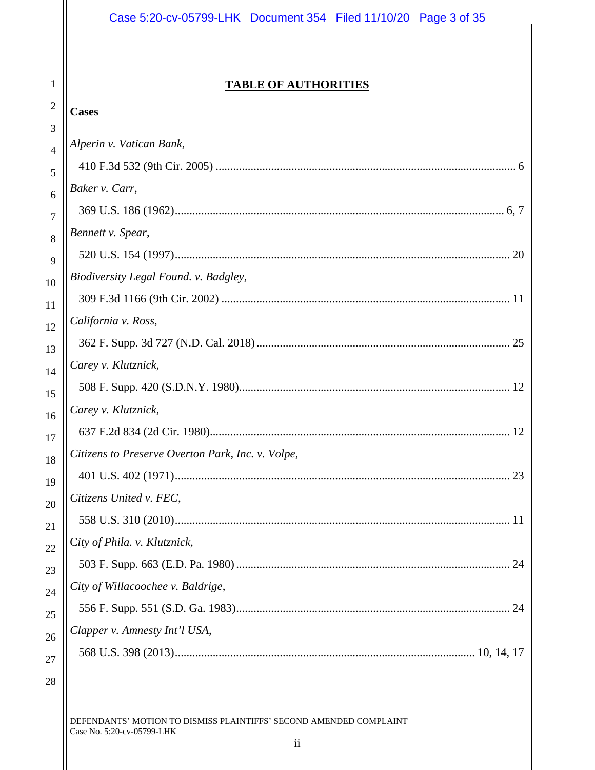**TABLE OF AUTHORITIES**

**Cases**

*Alperin v. Vatican Bank*,
410 F.3d 532 (9th Cir. 2005) ........................................................................................................ 6

*Baker v. Carr*,
369 U.S. 186 (1962).................................................................................................................. 6, 7

*Bennett v. Spear*,
520 U.S. 154 (1997).................................................................................................................... 20

*Biodiversity Legal Found. v. Badgley*,
309 F.3d 1166 (9th Cir. 2002) ..................................................................................................... 11

*California v. Ross*,
362 F. Supp. 3d 727 (N.D. Cal. 2018) ........................................................................................ 25

*Carey v. Klutznick*,
508 F. Supp. 420 (S.D.N.Y. 1980).............................................................................................. 12

*Carey v. Klutznick*,
637 F.2d 834 (2d Cir. 1980)........................................................................................................ 12

*Citizens to Preserve Overton Park, Inc. v. Volpe*,
401 U.S. 402 (1971).................................................................................................................... 23

*Citizens United v. FEC*,
558 U.S. 310 (2010).................................................................................................................... 11

*City of Phila. v. Klutznick*,
503 F. Supp. 663 (E.D. Pa. 1980) ............................................................................................... 24

*City of Willacoochee v. Baldrige*,
556 F. Supp. 551 (S.D. Ga. 1983)................................................................................................ 24

*Clapper v. Amnesty Int'l USA*,
568 U.S. 398 (2013)......................................................................................................... 10, 14, 17

DEFENDANTS' MOTION TO DISMISS PLAINTIFFS' SECOND AMENDED COMPLAINT
Case No. 5:20-cv-05799-LHK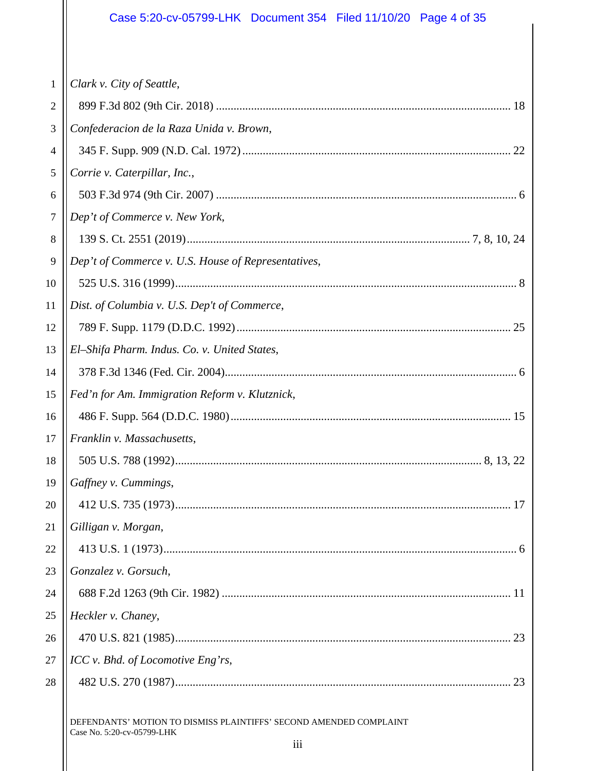*Clark v. City of Seattle*,

899 F.3d 802 (9th Cir. 2018) .................................................................................................... 18

*Confederacion de la Raza Unida v. Brown*,

345 F. Supp. 909 (N.D. Cal. 1972) ........................................................................................... 22

*Corrie v. Caterpillar, Inc.*,

503 F.3d 974 (9th Cir. 2007) ...................................................................................................... 6

*Dep't of Commerce v. New York*,

139 S. Ct. 2551 (2019)................................................................................................ 7, 8, 10, 24

*Dep't of Commerce v. U.S. House of Representatives*,

525 U.S. 316 (1999).................................................................................................................... 8

*Dist. of Columbia v. U.S. Dep't of Commerce*,

789 F. Supp. 1179 (D.D.C. 1992) ............................................................................................. 25

*El–Shifa Pharm. Indus. Co. v. United States*,

378 F.3d 1346 (Fed. Cir. 2004)................................................................................................... 6

*Fed'n for Am. Immigration Reform v. Klutznick*,

486 F. Supp. 564 (D.D.C. 1980) ............................................................................................... 15

*Franklin v. Massachusetts*,

505 U.S. 788 (1992)...................................................................................................... 8, 13, 22

*Gaffney v. Cummings*,

412 U.S. 735 (1973).................................................................................................................. 17

*Gilligan v. Morgan*,

413 U.S. 1 (1973)........................................................................................................................ 6

*Gonzalez v. Gorsuch*,

688 F.2d 1263 (9th Cir. 1982) .................................................................................................. 11

*Heckler v. Chaney*,

470 U.S. 821 (1985).................................................................................................................. 23

*ICC v. Bhd. of Locomotive Eng'rs*,

482 U.S. 270 (1987).................................................................................................................. 23

DEFENDANTS' MOTION TO DISMISS PLAINTIFFS' SECOND AMENDED COMPLAINT
Case No. 5:20-cv-05799-LHK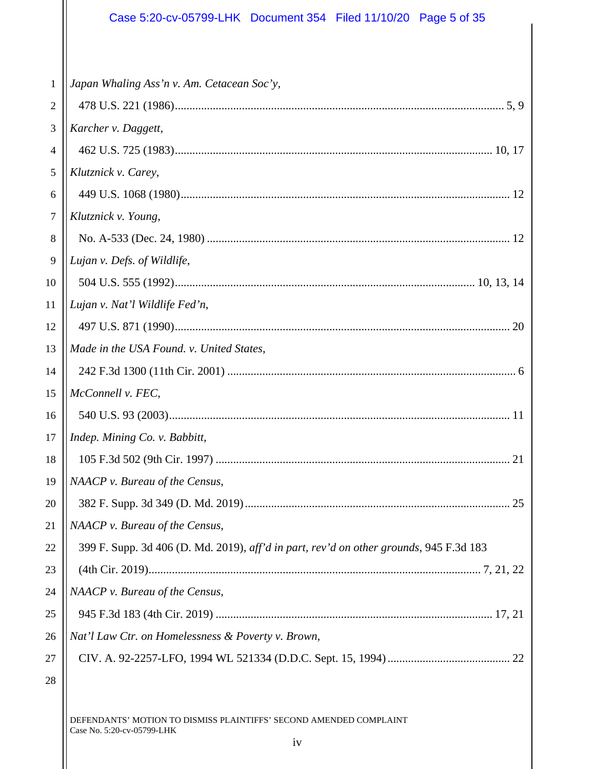*Japan Whaling Ass'n v. Am. Cetacean Soc'y*,
478 U.S. 221 (1986)................................................................................................ 5, 9

*Karcher v. Daggett*,
462 U.S. 725 (1983)............................................................................................ 10, 17

*Klutznick v. Carey*,
449 U.S. 1068 (1980)................................................................................................ 12

*Klutznick v. Young*,
No. A-533 (Dec. 24, 1980) ....................................................................................... 12

*Lujan v. Defs. of Wildlife*,
504 U.S. 555 (1992)..................................................................................... 10, 13, 14

*Lujan v. Nat'l Wildlife Fed'n*,
497 U.S. 871 (1990).................................................................................................. 20

*Made in the USA Found. v. United States*,
242 F.3d 1300 (11th Cir. 2001) .................................................................................. 6

*McConnell v. FEC*,
540 U.S. 93 (2003).................................................................................................... 11

*Indep. Mining Co. v. Babbitt*,
105 F.3d 502 (9th Cir. 1997) .................................................................................... 21

*NAACP v. Bureau of the Census*,
382 F. Supp. 3d 349 (D. Md. 2019).......................................................................... 25

*NAACP v. Bureau of the Census*,
399 F. Supp. 3d 406 (D. Md. 2019), *aff'd in part, rev'd on other grounds*, 945 F.3d 183
(4th Cir. 2019)................................................................................................. 7, 21, 22

*NAACP v. Bureau of the Census*,
945 F.3d 183 (4th Cir. 2019) .............................................................................. 17, 21

*Nat'l Law Ctr. on Homelessness & Poverty v. Brown*,
CIV. A. 92-2257-LFO, 1994 WL 521334 (D.D.C. Sept. 15, 1994).......................................... 22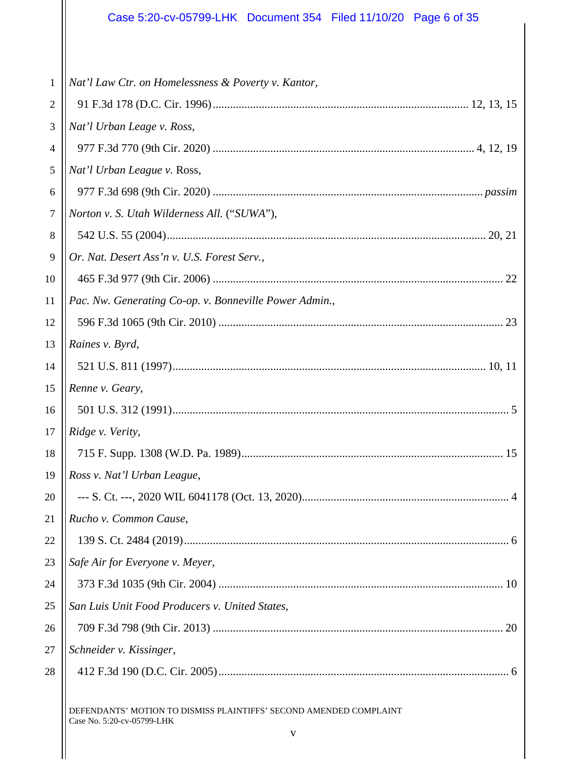*Nat'l Law Ctr. on Homelessness & Poverty v. Kantor*,
91 F.3d 178 (D.C. Cir. 1996) ........................................................................................ 12, 13, 15

*Nat'l Urban Leage v. Ross*,
977 F.3d 770 (9th Cir. 2020) .......................................................................................... 4, 12, 19

*Nat'l Urban League v.* Ross,
977 F.3d 698 (9th Cir. 2020) ............................................................................................ *passim*

*Norton v. S. Utah Wilderness All.* ("*SUWA*"),
542 U.S. 55 (2004).......................................................................................................... 20, 21

*Or. Nat. Desert Ass'n v. U.S. Forest Serv.*,
465 F.3d 977 (9th Cir. 2006) .................................................................................................. 22

*Pac. Nw. Generating Co-op. v. Bonneville Power Admin.*,
596 F.3d 1065 (9th Cir. 2010) ................................................................................................ 23

*Raines v. Byrd*,
521 U.S. 811 (1997).......................................................................................................... 10, 11

*Renne v. Geary*,
501 U.S. 312 (1991)................................................................................................................... 5

*Ridge v. Verity*,
715 F. Supp. 1308 (W.D. Pa. 1989)......................................................................................... 15

*Ross v. Nat'l Urban League*,
--- S. Ct. ---, 2020 WIL 6041178 (Oct. 13, 2020)...................................................................... 4

*Rucho v. Common Cause*,
139 S. Ct. 2484 (2019)............................................................................................................... 6

*Safe Air for Everyone v. Meyer*,
373 F.3d 1035 (9th Cir. 2004) ................................................................................................. 10

*San Luis Unit Food Producers v. United States*,
709 F.3d 798 (9th Cir. 2013) ................................................................................................... 20

*Schneider v. Kissinger*,
412 F.3d 190 (D.C. Cir. 2005)................................................................................................... 6

DEFENDANTS' MOTION TO DISMISS PLAINTIFFS' SECOND AMENDED COMPLAINT
Case No. 5:20-cv-05799-LHK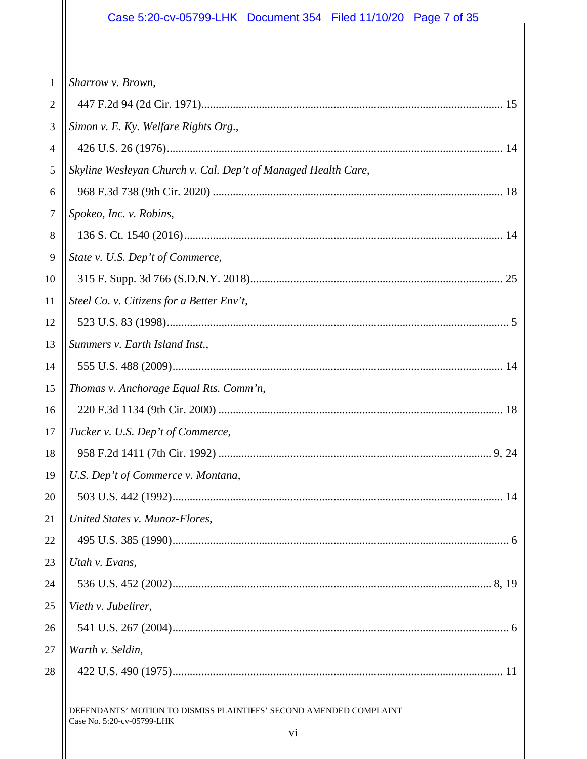*Sharrow v. Brown*,
447 F.2d 94 (2d Cir. 1971)........................................................................................................ 15

*Simon v. E. Ky. Welfare Rights Org.*,
426 U.S. 26 (1976).................................................................................................................... 14

*Skyline Wesleyan Church v. Cal. Dep't of Managed Health Care*,
968 F.3d 738 (9th Cir. 2020) .................................................................................................... 18

*Spokeo, Inc. v. Robins*,
136 S. Ct. 1540 (2016).............................................................................................................. 14

*State v. U.S. Dep't of Commerce*,
315 F. Supp. 3d 766 (S.D.N.Y. 2018)....................................................................................... 25

*Steel Co. v. Citizens for a Better Env't*,
523 U.S. 83 (1998)...................................................................................................................... 5

*Summers v. Earth Island Inst.*,
555 U.S. 488 (2009).................................................................................................................. 14

*Thomas v. Anchorage Equal Rts. Comm'n*,
220 F.3d 1134 (9th Cir. 2000) .................................................................................................. 18

*Tucker v. U.S. Dep't of Commerce*,
958 F.2d 1411 (7th Cir. 1992) ............................................................................................... 9, 24

*U.S. Dep't of Commerce v. Montana*,
503 U.S. 442 (1992).................................................................................................................. 14

*United States v. Munoz-Flores*,
495 U.S. 385 (1990).................................................................................................................... 6

*Utah v. Evans*,
536 U.S. 452 (2002)............................................................................................................... 8, 19

*Vieth v. Jubelirer*,
541 U.S. 267 (2004).................................................................................................................... 6

*Warth v. Seldin*,
422 U.S. 490 (1975).................................................................................................................. 11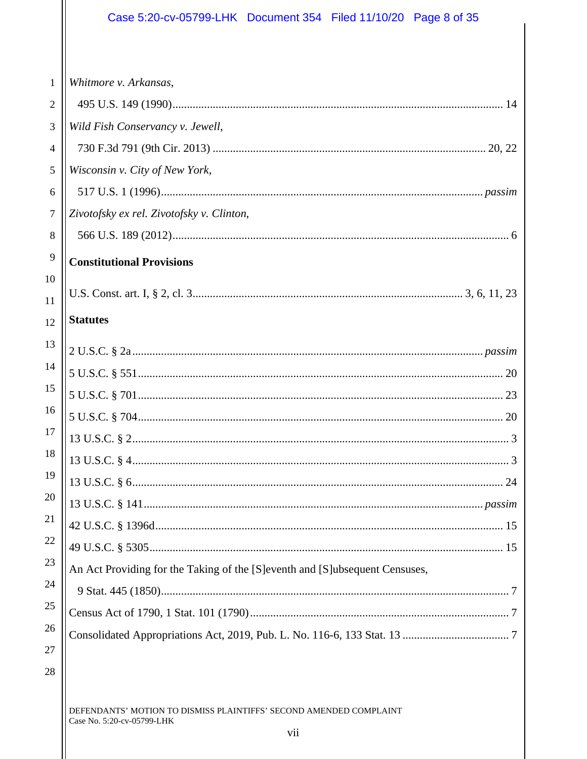*Whitmore v. Arkansas*,
495 U.S. 149 (1990)................................................................................................ 14

*Wild Fish Conservancy v. Jewell*,
730 F.3d 791 (9th Cir. 2013) .......................................................................... 20, 22

*Wisconsin v. City of New York*,
517 U.S. 1 (1996)............................................................................................ *passim*

*Zivotofsky ex rel. Zivotofsky v. Clinton*,
566 U.S. 189 (2012).................................................................................................. 6

**Constitutional Provisions**

U.S. Const. art. I, § 2, cl. 3........................................................................... 3, 6, 11, 23

**Statutes**

2 U.S.C. § 2a......................................................................................................... *passim*

5 U.S.C. § 551............................................................................................................ 20

5 U.S.C. § 701............................................................................................................ 23

5 U.S.C. § 704............................................................................................................ 20

13 U.S.C. § 2................................................................................................................ 3

13 U.S.C. § 4................................................................................................................ 3

13 U.S.C. § 6.............................................................................................................. 24

13 U.S.C. § 141.................................................................................................... *passim*

42 U.S.C. § 1396d....................................................................................................... 15

49 U.S.C. § 5305......................................................................................................... 15

An Act Providing for the Taking of the [S]eventh and [S]ubsequent Censuses,
9 Stat. 445 (1850)........................................................................................................ 7

Census Act of 1790, 1 Stat. 101 (1790)......................................................................... 7

Consolidated Appropriations Act, 2019, Pub. L. No. 116-6, 133 Stat. 13 ..................................... 7

DEFENDANTS' MOTION TO DISMISS PLAINTIFFS' SECOND AMENDED COMPLAINT
Case No. 5:20-cv-05799-LHK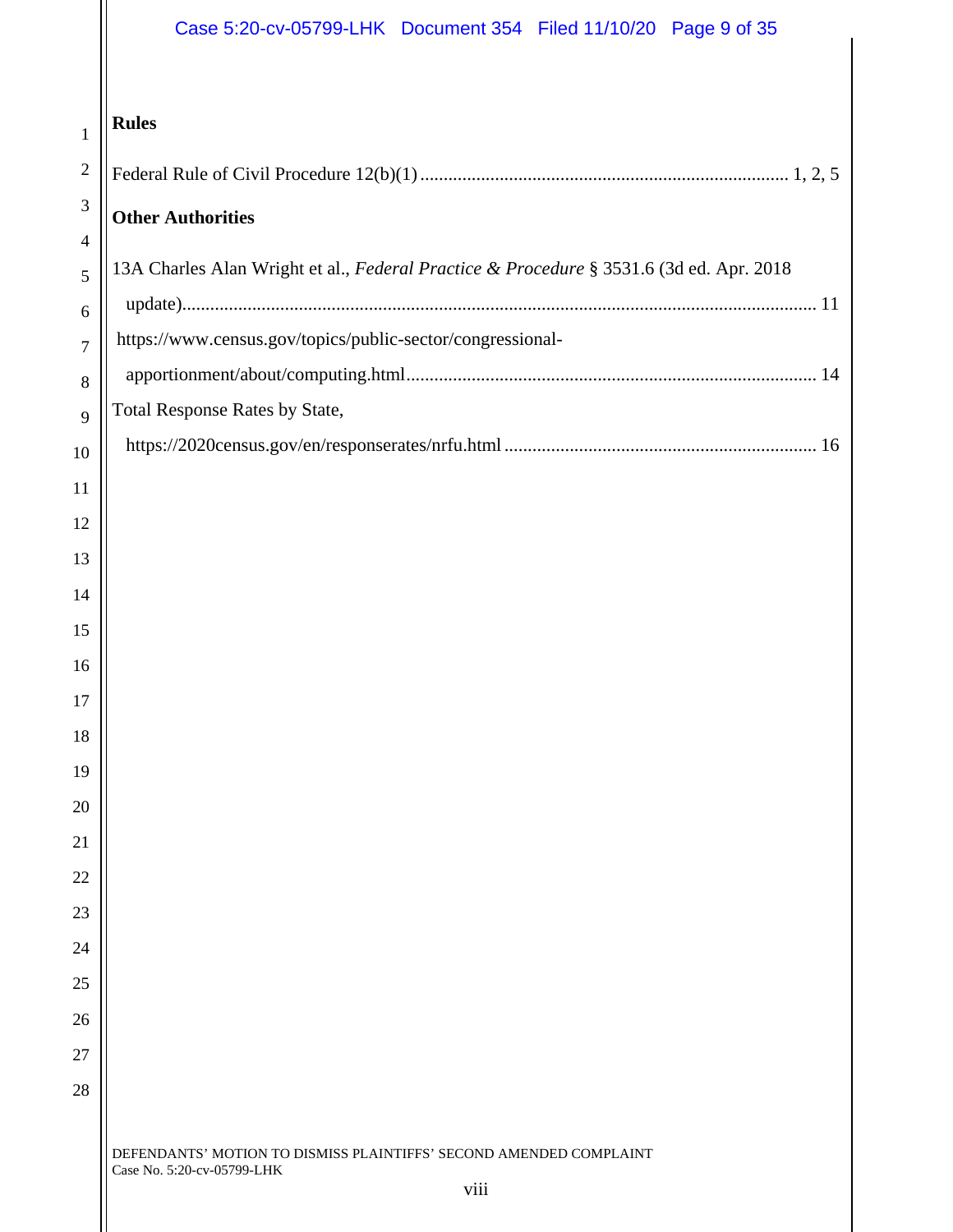**Rules**

Federal Rule of Civil Procedure 12(b)(1) ............................................................................... 1, 2, 5

**Other Authorities**

13A Charles Alan Wright et al., *Federal Practice & Procedure* § 3531.6 (3d ed. Apr. 2018 update)........................................................................................................................ 11

https://www.census.gov/topics/public-sector/congressional-apportionment/about/computing.html........................................................................................ 14

Total Response Rates by State, https://2020census.gov/en/responserates/nrfu.html .................................................................. 16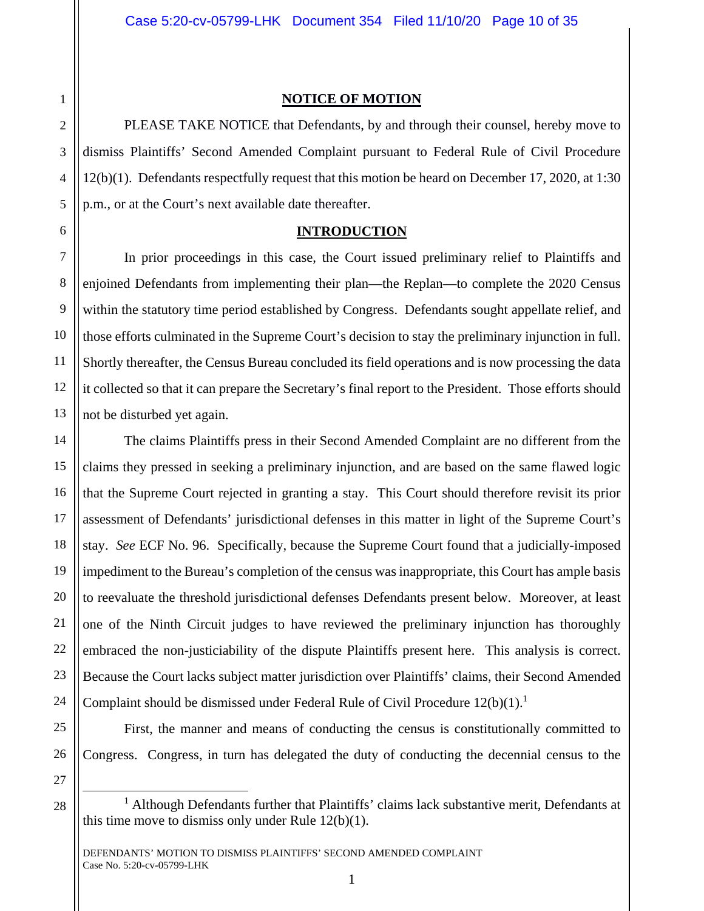## NOTICE OF MOTION

PLEASE TAKE NOTICE that Defendants, by and through their counsel, hereby move to dismiss Plaintiffs' Second Amended Complaint pursuant to Federal Rule of Civil Procedure 12(b)(1). Defendants respectfully request that this motion be heard on December 17, 2020, at 1:30 p.m., or at the Court's next available date thereafter.

## INTRODUCTION

In prior proceedings in this case, the Court issued preliminary relief to Plaintiffs and enjoined Defendants from implementing their plan—the Replan—to complete the 2020 Census within the statutory time period established by Congress. Defendants sought appellate relief, and those efforts culminated in the Supreme Court's decision to stay the preliminary injunction in full. Shortly thereafter, the Census Bureau concluded its field operations and is now processing the data it collected so that it can prepare the Secretary's final report to the President. Those efforts should not be disturbed yet again.

The claims Plaintiffs press in their Second Amended Complaint are no different from the claims they pressed in seeking a preliminary injunction, and are based on the same flawed logic that the Supreme Court rejected in granting a stay. This Court should therefore revisit its prior assessment of Defendants' jurisdictional defenses in this matter in light of the Supreme Court's stay. *See* ECF No. 96. Specifically, because the Supreme Court found that a judicially-imposed impediment to the Bureau's completion of the census was inappropriate, this Court has ample basis to reevaluate the threshold jurisdictional defenses Defendants present below. Moreover, at least one of the Ninth Circuit judges to have reviewed the preliminary injunction has thoroughly embraced the non-justiciability of the dispute Plaintiffs present here. This analysis is correct. Because the Court lacks subject matter jurisdiction over Plaintiffs' claims, their Second Amended Complaint should be dismissed under Federal Rule of Civil Procedure 12(b)(1).[1]

First, the manner and means of conducting the census is constitutionally committed to Congress. Congress, in turn has delegated the duty of conducting the decennial census to the

---

[1] Although Defendants further that Plaintiffs' claims lack substantive merit, Defendants at this time move to dismiss only under Rule 12(b)(1).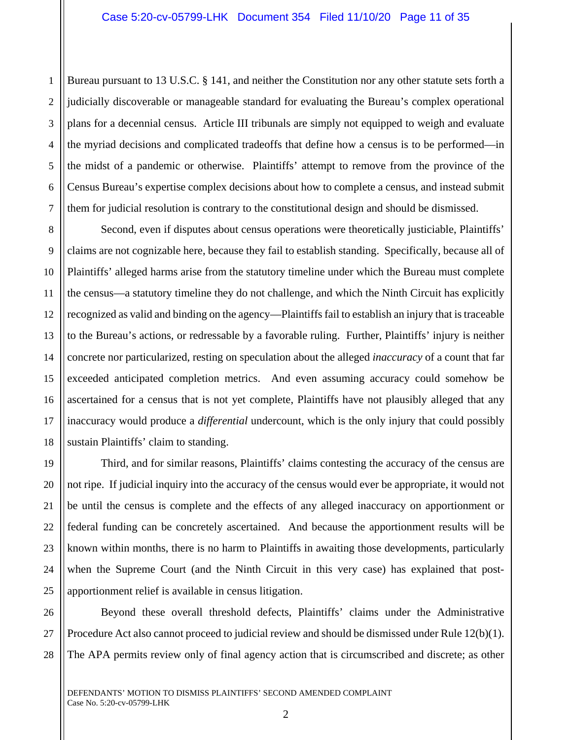Bureau pursuant to 13 U.S.C. § 141, and neither the Constitution nor any other statute sets forth a judicially discoverable or manageable standard for evaluating the Bureau's complex operational plans for a decennial census. Article III tribunals are simply not equipped to weigh and evaluate the myriad decisions and complicated tradeoffs that define how a census is to be performed—in the midst of a pandemic or otherwise. Plaintiffs' attempt to remove from the province of the Census Bureau's expertise complex decisions about how to complete a census, and instead submit them for judicial resolution is contrary to the constitutional design and should be dismissed.

Second, even if disputes about census operations were theoretically justiciable, Plaintiffs' claims are not cognizable here, because they fail to establish standing. Specifically, because all of Plaintiffs' alleged harms arise from the statutory timeline under which the Bureau must complete the census—a statutory timeline they do not challenge, and which the Ninth Circuit has explicitly recognized as valid and binding on the agency—Plaintiffs fail to establish an injury that is traceable to the Bureau's actions, or redressable by a favorable ruling. Further, Plaintiffs' injury is neither concrete nor particularized, resting on speculation about the alleged *inaccuracy* of a count that far exceeded anticipated completion metrics. And even assuming accuracy could somehow be ascertained for a census that is not yet complete, Plaintiffs have not plausibly alleged that any inaccuracy would produce a *differential* undercount, which is the only injury that could possibly sustain Plaintiffs' claim to standing.

Third, and for similar reasons, Plaintiffs' claims contesting the accuracy of the census are not ripe. If judicial inquiry into the accuracy of the census would ever be appropriate, it would not be until the census is complete and the effects of any alleged inaccuracy on apportionment or federal funding can be concretely ascertained. And because the apportionment results will be known within months, there is no harm to Plaintiffs in awaiting those developments, particularly when the Supreme Court (and the Ninth Circuit in this very case) has explained that post-apportionment relief is available in census litigation.

Beyond these overall threshold defects, Plaintiffs' claims under the Administrative Procedure Act also cannot proceed to judicial review and should be dismissed under Rule 12(b)(1). The APA permits review only of final agency action that is circumscribed and discrete; as other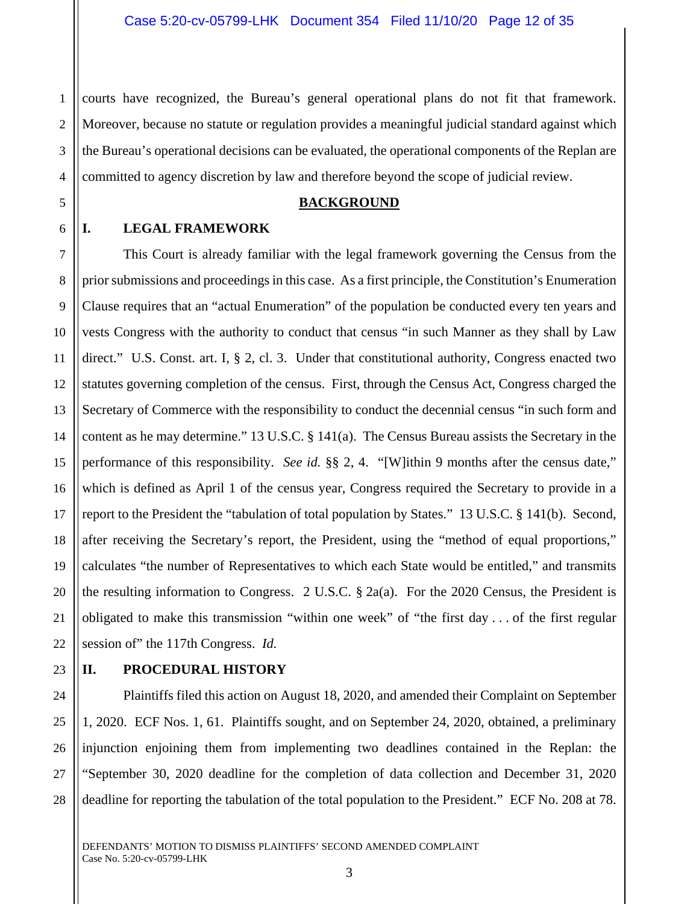courts have recognized, the Bureau's general operational plans do not fit that framework. Moreover, because no statute or regulation provides a meaningful judicial standard against which the Bureau's operational decisions can be evaluated, the operational components of the Replan are committed to agency discretion by law and therefore beyond the scope of judicial review.

## BACKGROUND

### I. LEGAL FRAMEWORK

This Court is already familiar with the legal framework governing the Census from the prior submissions and proceedings in this case. As a first principle, the Constitution's Enumeration Clause requires that an "actual Enumeration" of the population be conducted every ten years and vests Congress with the authority to conduct that census "in such Manner as they shall by Law direct." U.S. Const. art. I, § 2, cl. 3. Under that constitutional authority, Congress enacted two statutes governing completion of the census. First, through the Census Act, Congress charged the Secretary of Commerce with the responsibility to conduct the decennial census "in such form and content as he may determine." 13 U.S.C. § 141(a). The Census Bureau assists the Secretary in the performance of this responsibility. *See id.* §§ 2, 4. "[W]ithin 9 months after the census date," which is defined as April 1 of the census year, Congress required the Secretary to provide in a report to the President the "tabulation of total population by States." 13 U.S.C. § 141(b). Second, after receiving the Secretary's report, the President, using the "method of equal proportions," calculates "the number of Representatives to which each State would be entitled," and transmits the resulting information to Congress. 2 U.S.C. § 2a(a). For the 2020 Census, the President is obligated to make this transmission "within one week" of "the first day . . . of the first regular session of" the 117th Congress. *Id.*

### II. PROCEDURAL HISTORY

Plaintiffs filed this action on August 18, 2020, and amended their Complaint on September 1, 2020. ECF Nos. 1, 61. Plaintiffs sought, and on September 24, 2020, obtained, a preliminary injunction enjoining them from implementing two deadlines contained in the Replan: the "September 30, 2020 deadline for the completion of data collection and December 31, 2020 deadline for reporting the tabulation of the total population to the President." ECF No. 208 at 78.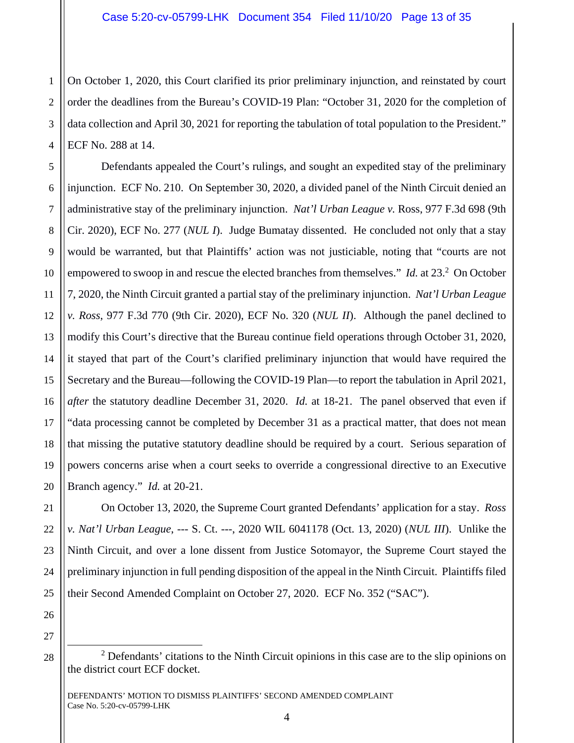On October 1, 2020, this Court clarified its prior preliminary injunction, and reinstated by court order the deadlines from the Bureau's COVID-19 Plan: "October 31, 2020 for the completion of data collection and April 30, 2021 for reporting the tabulation of total population to the President." ECF No. 288 at 14.

Defendants appealed the Court's rulings, and sought an expedited stay of the preliminary injunction. ECF No. 210. On September 30, 2020, a divided panel of the Ninth Circuit denied an administrative stay of the preliminary injunction. *Nat'l Urban League v.* Ross, 977 F.3d 698 (9th Cir. 2020), ECF No. 277 (*NUL I*). Judge Bumatay dissented. He concluded not only that a stay would be warranted, but that Plaintiffs' action was not justiciable, noting that "courts are not empowered to swoop in and rescue the elected branches from themselves." *Id.* at 23.[2] On October 7, 2020, the Ninth Circuit granted a partial stay of the preliminary injunction. *Nat'l Urban League v. Ross*, 977 F.3d 770 (9th Cir. 2020), ECF No. 320 (*NUL II*). Although the panel declined to modify this Court's directive that the Bureau continue field operations through October 31, 2020, it stayed that part of the Court's clarified preliminary injunction that would have required the Secretary and the Bureau—following the COVID-19 Plan—to report the tabulation in April 2021, *after* the statutory deadline December 31, 2020. *Id.* at 18-21. The panel observed that even if "data processing cannot be completed by December 31 as a practical matter, that does not mean that missing the putative statutory deadline should be required by a court. Serious separation of powers concerns arise when a court seeks to override a congressional directive to an Executive Branch agency." *Id.* at 20-21.

On October 13, 2020, the Supreme Court granted Defendants' application for a stay. *Ross v. Nat'l Urban League*, --- S. Ct. ---, 2020 WIL 6041178 (Oct. 13, 2020) (*NUL III*). Unlike the Ninth Circuit, and over a lone dissent from Justice Sotomayor, the Supreme Court stayed the preliminary injunction in full pending disposition of the appeal in the Ninth Circuit. Plaintiffs filed their Second Amended Complaint on October 27, 2020. ECF No. 352 ("SAC").

[2] Defendants' citations to the Ninth Circuit opinions in this case are to the slip opinions on the district court ECF docket.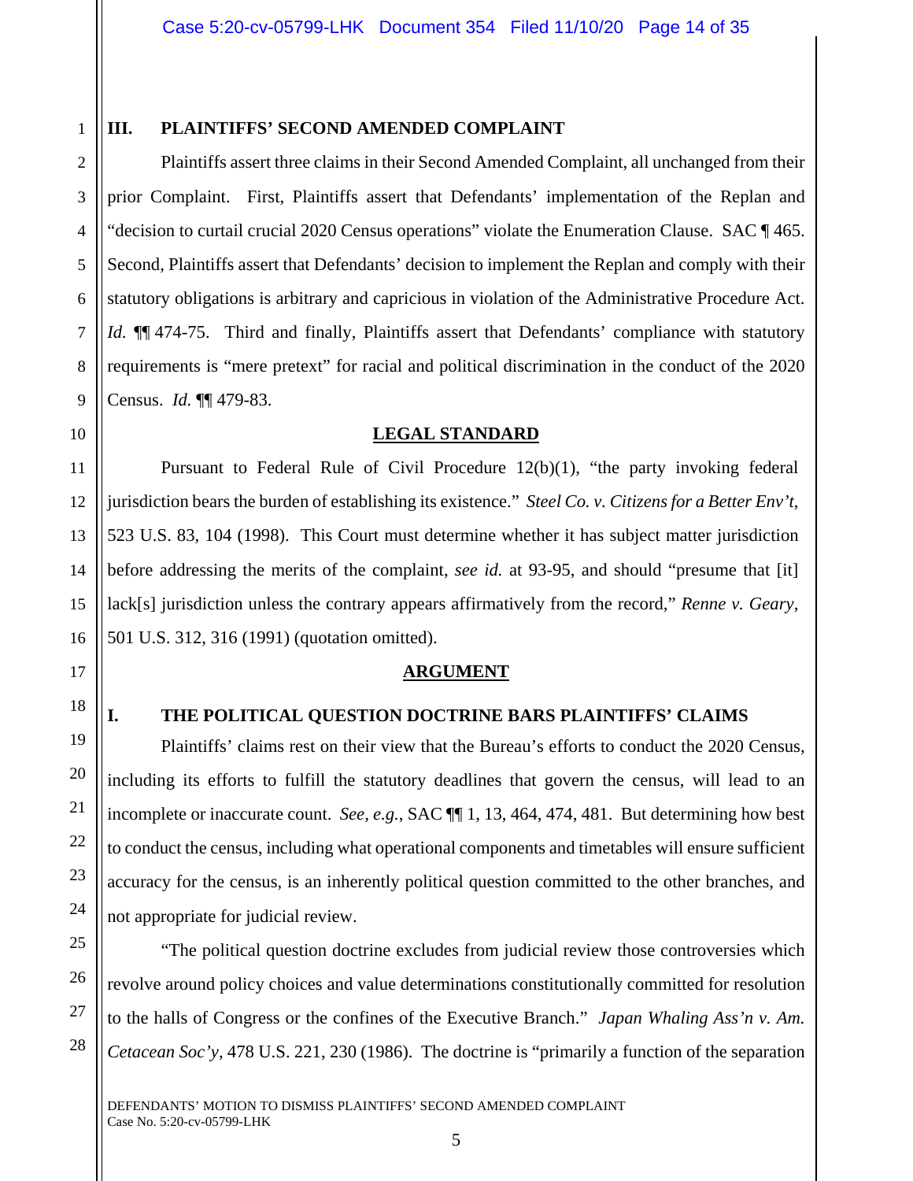## III. PLAINTIFFS' SECOND AMENDED COMPLAINT

Plaintiffs assert three claims in their Second Amended Complaint, all unchanged from their prior Complaint. First, Plaintiffs assert that Defendants' implementation of the Replan and "decision to curtail crucial 2020 Census operations" violate the Enumeration Clause. SAC ¶ 465. Second, Plaintiffs assert that Defendants' decision to implement the Replan and comply with their statutory obligations is arbitrary and capricious in violation of the Administrative Procedure Act. *Id.* ¶¶ 474-75. Third and finally, Plaintiffs assert that Defendants' compliance with statutory requirements is "mere pretext" for racial and political discrimination in the conduct of the 2020 Census. *Id.* ¶¶ 479-83.

## LEGAL STANDARD

Pursuant to Federal Rule of Civil Procedure 12(b)(1), "the party invoking federal jurisdiction bears the burden of establishing its existence." *Steel Co. v. Citizens for a Better Env't*, 523 U.S. 83, 104 (1998). This Court must determine whether it has subject matter jurisdiction before addressing the merits of the complaint, *see id.* at 93-95, and should "presume that [it] lack[s] jurisdiction unless the contrary appears affirmatively from the record," *Renne v. Geary*, 501 U.S. 312, 316 (1991) (quotation omitted).

## ARGUMENT

### I. THE POLITICAL QUESTION DOCTRINE BARS PLAINTIFFS' CLAIMS

Plaintiffs' claims rest on their view that the Bureau's efforts to conduct the 2020 Census, including its efforts to fulfill the statutory deadlines that govern the census, will lead to an incomplete or inaccurate count. *See, e.g.*, SAC ¶¶ 1, 13, 464, 474, 481. But determining how best to conduct the census, including what operational components and timetables will ensure sufficient accuracy for the census, is an inherently political question committed to the other branches, and not appropriate for judicial review.

"The political question doctrine excludes from judicial review those controversies which revolve around policy choices and value determinations constitutionally committed for resolution to the halls of Congress or the confines of the Executive Branch." *Japan Whaling Ass'n v. Am. Cetacean Soc'y*, 478 U.S. 221, 230 (1986). The doctrine is "primarily a function of the separation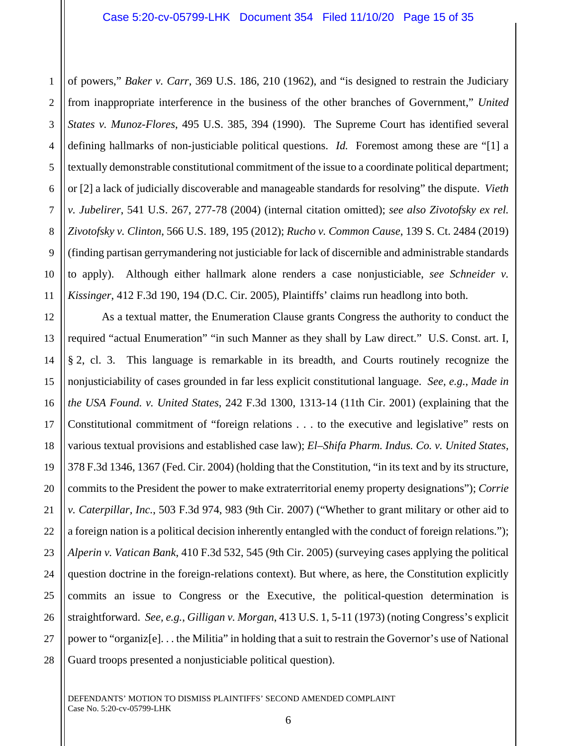of powers," *Baker v. Carr*, 369 U.S. 186, 210 (1962), and "is designed to restrain the Judiciary from inappropriate interference in the business of the other branches of Government," *United States v. Munoz-Flores*, 495 U.S. 385, 394 (1990). The Supreme Court has identified several defining hallmarks of non-justiciable political questions. *Id.* Foremost among these are "[1] a textually demonstrable constitutional commitment of the issue to a coordinate political department; or [2] a lack of judicially discoverable and manageable standards for resolving" the dispute. *Vieth v. Jubelirer*, 541 U.S. 267, 277-78 (2004) (internal citation omitted); *see also Zivotofsky ex rel. Zivotofsky v. Clinton*, 566 U.S. 189, 195 (2012); *Rucho v. Common Cause*, 139 S. Ct. 2484 (2019) (finding partisan gerrymandering not justiciable for lack of discernible and administrable standards to apply). Although either hallmark alone renders a case nonjusticiable, *see Schneider v. Kissinger*, 412 F.3d 190, 194 (D.C. Cir. 2005), Plaintiffs' claims run headlong into both.

As a textual matter, the Enumeration Clause grants Congress the authority to conduct the required "actual Enumeration" "in such Manner as they shall by Law direct." U.S. Const. art. I, § 2, cl. 3. This language is remarkable in its breadth, and Courts routinely recognize the nonjusticiability of cases grounded in far less explicit constitutional language. *See, e.g.*, *Made in the USA Found. v. United States*, 242 F.3d 1300, 1313-14 (11th Cir. 2001) (explaining that the Constitutional commitment of "foreign relations . . . to the executive and legislative" rests on various textual provisions and established case law); *El–Shifa Pharm. Indus. Co. v. United States*, 378 F.3d 1346, 1367 (Fed. Cir. 2004) (holding that the Constitution, "in its text and by its structure, commits to the President the power to make extraterritorial enemy property designations"); *Corrie v. Caterpillar, Inc.*, 503 F.3d 974, 983 (9th Cir. 2007) ("Whether to grant military or other aid to a foreign nation is a political decision inherently entangled with the conduct of foreign relations."); *Alperin v. Vatican Bank*, 410 F.3d 532, 545 (9th Cir. 2005) (surveying cases applying the political question doctrine in the foreign-relations context). But where, as here, the Constitution explicitly commits an issue to Congress or the Executive, the political-question determination is straightforward. *See, e.g.*, *Gilligan v. Morgan*, 413 U.S. 1, 5-11 (1973) (noting Congress's explicit power to "organiz[e]. . . the Militia" in holding that a suit to restrain the Governor's use of National Guard troops presented a nonjusticiable political question).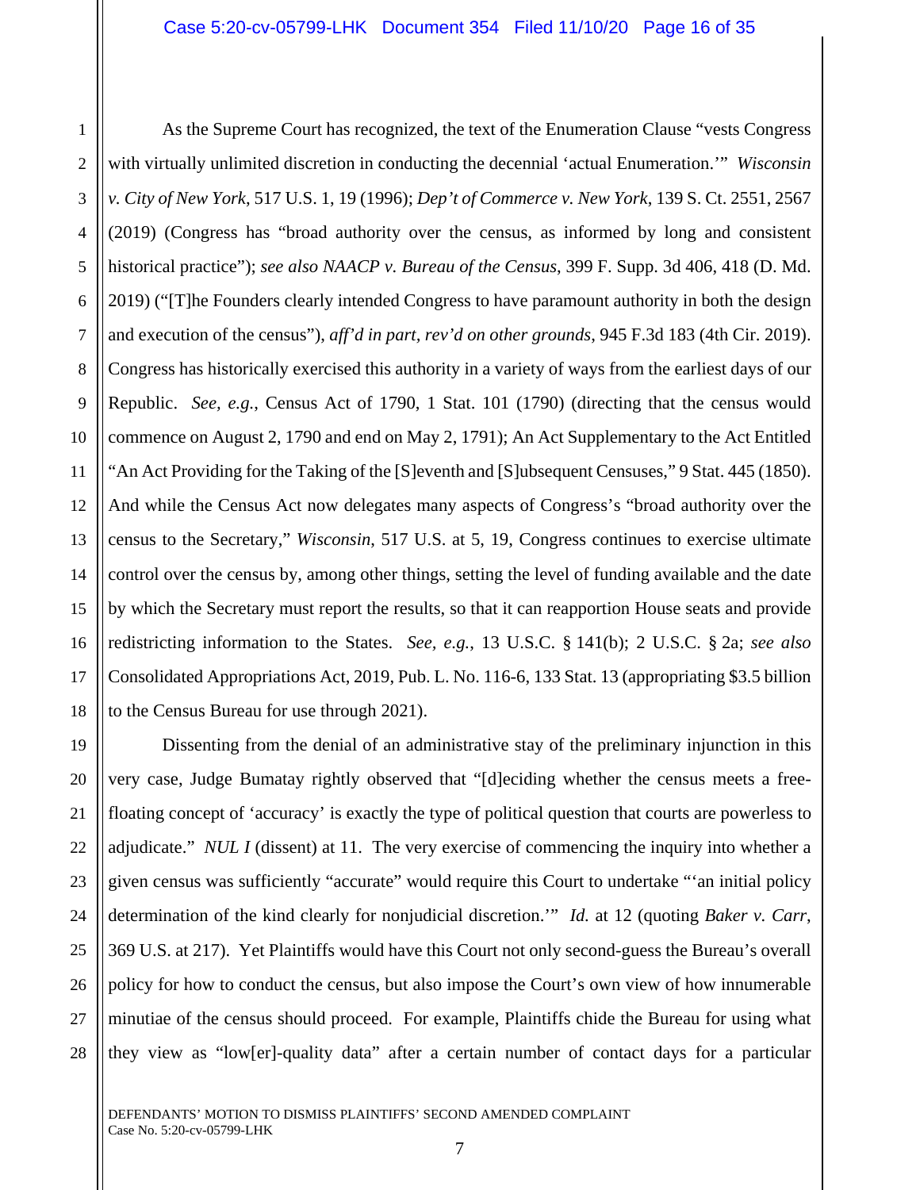As the Supreme Court has recognized, the text of the Enumeration Clause "vests Congress with virtually unlimited discretion in conducting the decennial 'actual Enumeration.'" *Wisconsin v. City of New York*, 517 U.S. 1, 19 (1996); *Dep't of Commerce v. New York*, 139 S. Ct. 2551, 2567 (2019) (Congress has "broad authority over the census, as informed by long and consistent historical practice"); *see also NAACP v. Bureau of the Census*, 399 F. Supp. 3d 406, 418 (D. Md. 2019) ("[T]he Founders clearly intended Congress to have paramount authority in both the design and execution of the census"), *aff'd in part, rev'd on other grounds*, 945 F.3d 183 (4th Cir. 2019). Congress has historically exercised this authority in a variety of ways from the earliest days of our Republic. *See, e.g.*, Census Act of 1790, 1 Stat. 101 (1790) (directing that the census would commence on August 2, 1790 and end on May 2, 1791); An Act Supplementary to the Act Entitled "An Act Providing for the Taking of the [S]eventh and [S]ubsequent Censuses," 9 Stat. 445 (1850). And while the Census Act now delegates many aspects of Congress's "broad authority over the census to the Secretary," *Wisconsin*, 517 U.S. at 5, 19, Congress continues to exercise ultimate control over the census by, among other things, setting the level of funding available and the date by which the Secretary must report the results, so that it can reapportion House seats and provide redistricting information to the States. *See, e.g.*, 13 U.S.C. § 141(b); 2 U.S.C. § 2a; *see also* Consolidated Appropriations Act, 2019, Pub. L. No. 116-6, 133 Stat. 13 (appropriating $3.5 billion to the Census Bureau for use through 2021).

Dissenting from the denial of an administrative stay of the preliminary injunction in this very case, Judge Bumatay rightly observed that "[d]eciding whether the census meets a free-floating concept of 'accuracy' is exactly the type of political question that courts are powerless to adjudicate." *NUL I* (dissent) at 11. The very exercise of commencing the inquiry into whether a given census was sufficiently "accurate" would require this Court to undertake "'an initial policy determination of the kind clearly for nonjudicial discretion.'" *Id.* at 12 (quoting *Baker v. Carr*, 369 U.S. at 217). Yet Plaintiffs would have this Court not only second-guess the Bureau's overall policy for how to conduct the census, but also impose the Court's own view of how innumerable minutiae of the census should proceed. For example, Plaintiffs chide the Bureau for using what they view as "low[er]-quality data" after a certain number of contact days for a particular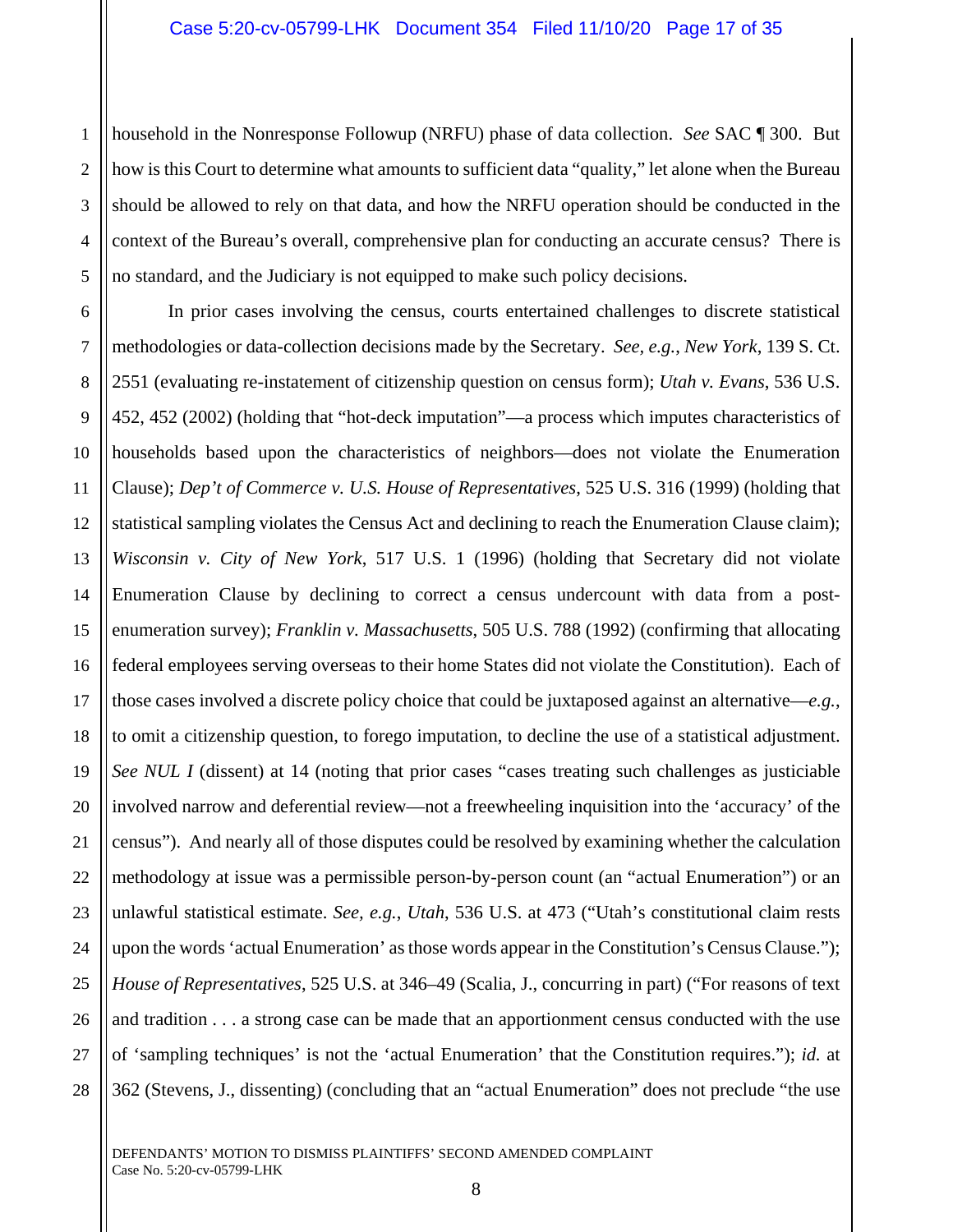household in the Nonresponse Followup (NRFU) phase of data collection. *See* SAC ¶ 300. But how is this Court to determine what amounts to sufficient data "quality," let alone when the Bureau should be allowed to rely on that data, and how the NRFU operation should be conducted in the context of the Bureau's overall, comprehensive plan for conducting an accurate census? There is no standard, and the Judiciary is not equipped to make such policy decisions.

In prior cases involving the census, courts entertained challenges to discrete statistical methodologies or data-collection decisions made by the Secretary. *See, e.g.*, *New York*, 139 S. Ct. 2551 (evaluating re-instatement of citizenship question on census form); *Utah v. Evans*, 536 U.S. 452, 452 (2002) (holding that "hot-deck imputation"—a process which imputes characteristics of households based upon the characteristics of neighbors—does not violate the Enumeration Clause); *Dep't of Commerce v. U.S. House of Representatives*, 525 U.S. 316 (1999) (holding that statistical sampling violates the Census Act and declining to reach the Enumeration Clause claim); *Wisconsin v. City of New York*, 517 U.S. 1 (1996) (holding that Secretary did not violate Enumeration Clause by declining to correct a census undercount with data from a post-enumeration survey); *Franklin v. Massachusetts*, 505 U.S. 788 (1992) (confirming that allocating federal employees serving overseas to their home States did not violate the Constitution). Each of those cases involved a discrete policy choice that could be juxtaposed against an alternative—*e.g.*, to omit a citizenship question, to forego imputation, to decline the use of a statistical adjustment. *See NUL I* (dissent) at 14 (noting that prior cases "cases treating such challenges as justiciable involved narrow and deferential review—not a freewheeling inquisition into the 'accuracy' of the census"). And nearly all of those disputes could be resolved by examining whether the calculation methodology at issue was a permissible person-by-person count (an "actual Enumeration") or an unlawful statistical estimate. *See, e.g.*, *Utah*, 536 U.S. at 473 ("Utah's constitutional claim rests upon the words 'actual Enumeration' as those words appear in the Constitution's Census Clause."); *House of Representatives*, 525 U.S. at 346–49 (Scalia, J., concurring in part) ("For reasons of text and tradition . . . a strong case can be made that an apportionment census conducted with the use of 'sampling techniques' is not the 'actual Enumeration' that the Constitution requires."); *id.* at 362 (Stevens, J., dissenting) (concluding that an "actual Enumeration" does not preclude "the use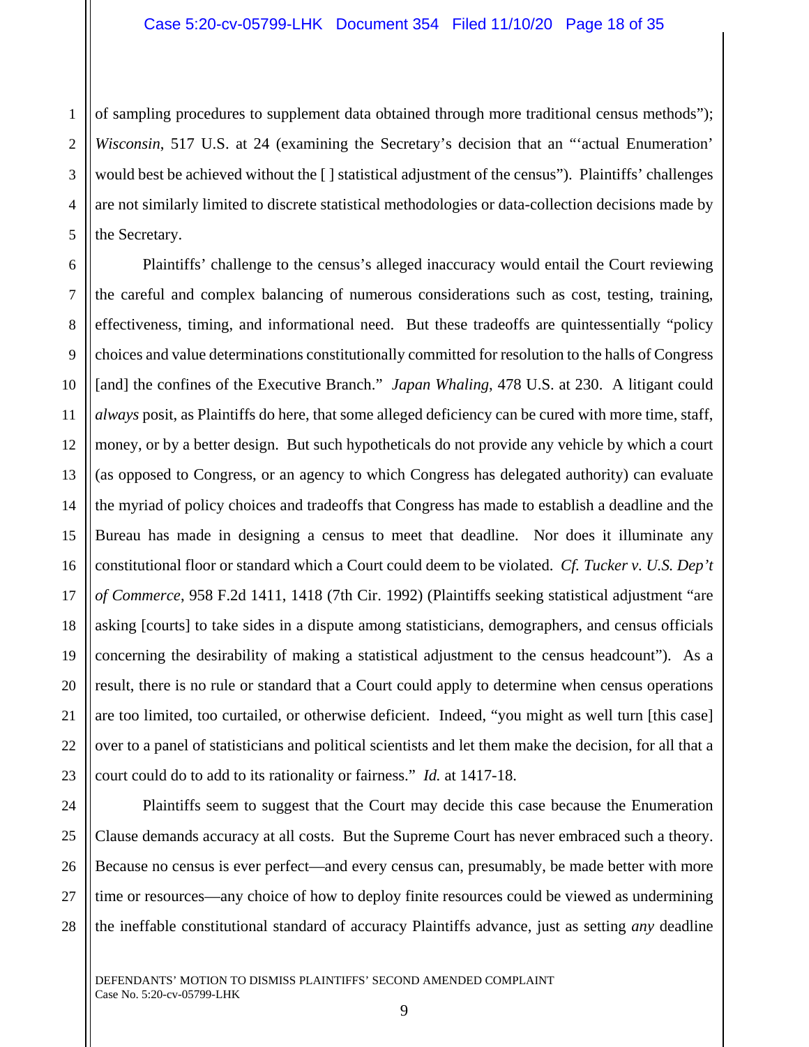of sampling procedures to supplement data obtained through more traditional census methods"); *Wisconsin*, 517 U.S. at 24 (examining the Secretary's decision that an "'actual Enumeration' would best be achieved without the [ ] statistical adjustment of the census"). Plaintiffs' challenges are not similarly limited to discrete statistical methodologies or data-collection decisions made by the Secretary.

Plaintiffs' challenge to the census's alleged inaccuracy would entail the Court reviewing the careful and complex balancing of numerous considerations such as cost, testing, training, effectiveness, timing, and informational need. But these tradeoffs are quintessentially "policy choices and value determinations constitutionally committed for resolution to the halls of Congress [and] the confines of the Executive Branch." *Japan Whaling*, 478 U.S. at 230. A litigant could *always* posit, as Plaintiffs do here, that some alleged deficiency can be cured with more time, staff, money, or by a better design. But such hypotheticals do not provide any vehicle by which a court (as opposed to Congress, or an agency to which Congress has delegated authority) can evaluate the myriad of policy choices and tradeoffs that Congress has made to establish a deadline and the Bureau has made in designing a census to meet that deadline. Nor does it illuminate any constitutional floor or standard which a Court could deem to be violated. *Cf. Tucker v. U.S. Dep't of Commerce*, 958 F.2d 1411, 1418 (7th Cir. 1992) (Plaintiffs seeking statistical adjustment "are asking [courts] to take sides in a dispute among statisticians, demographers, and census officials concerning the desirability of making a statistical adjustment to the census headcount"). As a result, there is no rule or standard that a Court could apply to determine when census operations are too limited, too curtailed, or otherwise deficient. Indeed, "you might as well turn [this case] over to a panel of statisticians and political scientists and let them make the decision, for all that a court could do to add to its rationality or fairness." *Id.* at 1417-18.

Plaintiffs seem to suggest that the Court may decide this case because the Enumeration Clause demands accuracy at all costs. But the Supreme Court has never embraced such a theory. Because no census is ever perfect—and every census can, presumably, be made better with more time or resources—any choice of how to deploy finite resources could be viewed as undermining the ineffable constitutional standard of accuracy Plaintiffs advance, just as setting *any* deadline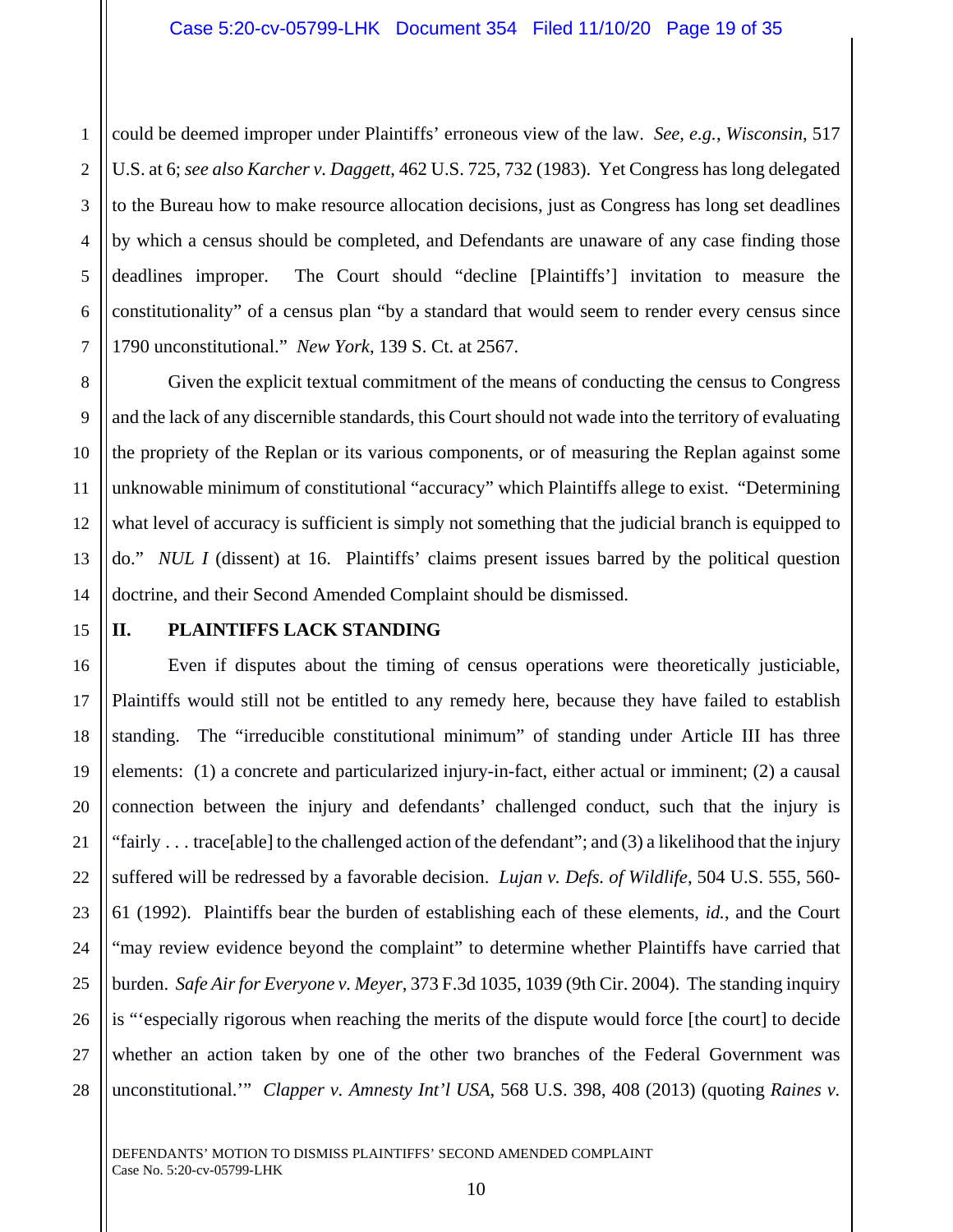could be deemed improper under Plaintiffs' erroneous view of the law. *See, e.g.*, *Wisconsin*, 517 U.S. at 6; *see also Karcher v. Daggett*, 462 U.S. 725, 732 (1983). Yet Congress has long delegated to the Bureau how to make resource allocation decisions, just as Congress has long set deadlines by which a census should be completed, and Defendants are unaware of any case finding those deadlines improper. The Court should "decline [Plaintiffs'] invitation to measure the constitutionality" of a census plan "by a standard that would seem to render every census since 1790 unconstitutional." *New York*, 139 S. Ct. at 2567.

Given the explicit textual commitment of the means of conducting the census to Congress and the lack of any discernible standards, this Court should not wade into the territory of evaluating the propriety of the Replan or its various components, or of measuring the Replan against some unknowable minimum of constitutional "accuracy" which Plaintiffs allege to exist. "Determining what level of accuracy is sufficient is simply not something that the judicial branch is equipped to do." *NUL I* (dissent) at 16. Plaintiffs' claims present issues barred by the political question doctrine, and their Second Amended Complaint should be dismissed.

## II. PLAINTIFFS LACK STANDING

Even if disputes about the timing of census operations were theoretically justiciable, Plaintiffs would still not be entitled to any remedy here, because they have failed to establish standing. The "irreducible constitutional minimum" of standing under Article III has three elements: (1) a concrete and particularized injury-in-fact, either actual or imminent; (2) a causal connection between the injury and defendants' challenged conduct, such that the injury is "fairly . . . trace[able] to the challenged action of the defendant"; and (3) a likelihood that the injury suffered will be redressed by a favorable decision. *Lujan v. Defs. of Wildlife*, 504 U.S. 555, 560-61 (1992). Plaintiffs bear the burden of establishing each of these elements, *id.*, and the Court "may review evidence beyond the complaint" to determine whether Plaintiffs have carried that burden. *Safe Air for Everyone v. Meyer*, 373 F.3d 1035, 1039 (9th Cir. 2004). The standing inquiry is "'especially rigorous when reaching the merits of the dispute would force [the court] to decide whether an action taken by one of the other two branches of the Federal Government was unconstitutional.'" *Clapper v. Amnesty Int'l USA*, 568 U.S. 398, 408 (2013) (quoting *Raines v.*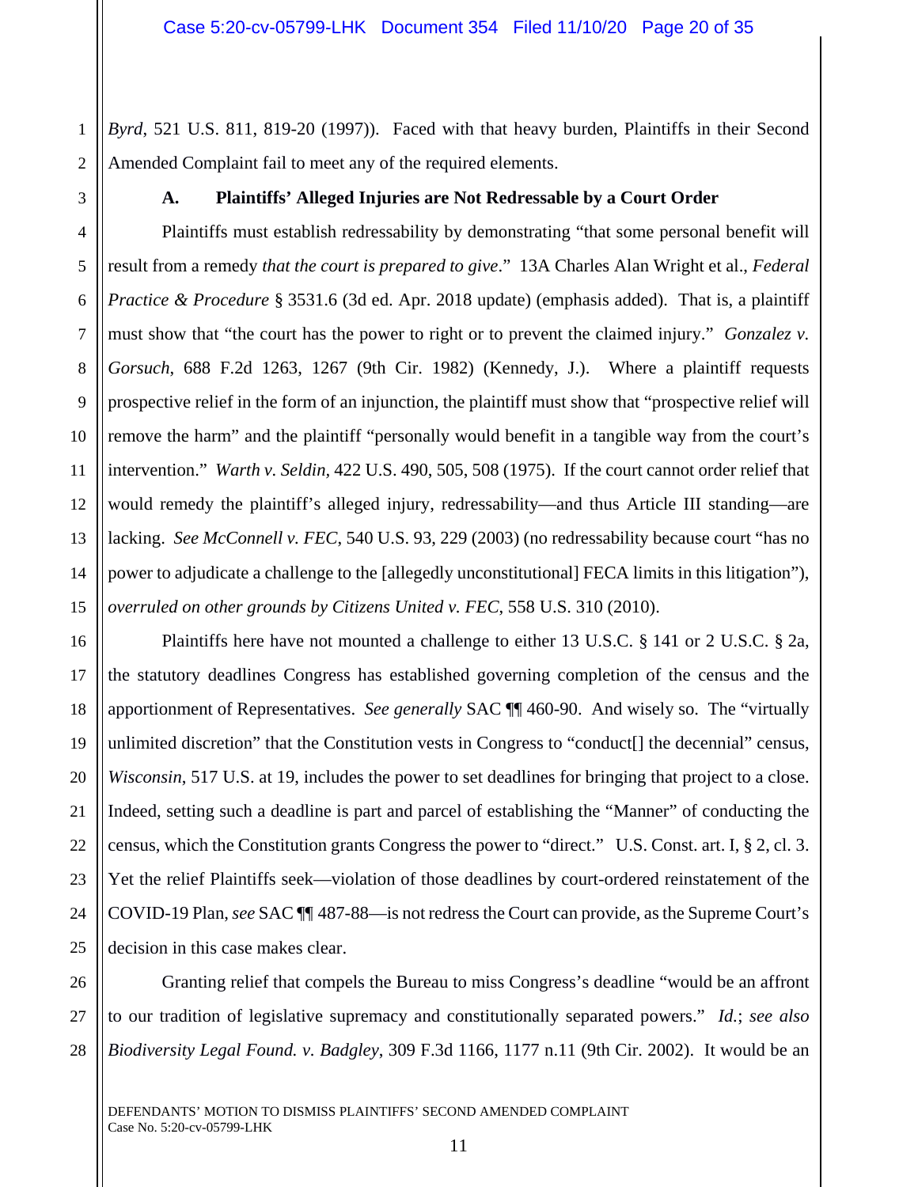*Byrd*, 521 U.S. 811, 819-20 (1997)). Faced with that heavy burden, Plaintiffs in their Second Amended Complaint fail to meet any of the required elements.

### A. Plaintiffs' Alleged Injuries are Not Redressable by a Court Order

Plaintiffs must establish redressability by demonstrating "that some personal benefit will result from a remedy *that the court is prepared to give*." 13A Charles Alan Wright et al., *Federal Practice & Procedure* § 3531.6 (3d ed. Apr. 2018 update) (emphasis added). That is, a plaintiff must show that "the court has the power to right or to prevent the claimed injury." *Gonzalez v. Gorsuch*, 688 F.2d 1263, 1267 (9th Cir. 1982) (Kennedy, J.). Where a plaintiff requests prospective relief in the form of an injunction, the plaintiff must show that "prospective relief will remove the harm" and the plaintiff "personally would benefit in a tangible way from the court's intervention." *Warth v. Seldin*, 422 U.S. 490, 505, 508 (1975). If the court cannot order relief that would remedy the plaintiff's alleged injury, redressability—and thus Article III standing—are lacking. *See McConnell v. FEC*, 540 U.S. 93, 229 (2003) (no redressability because court "has no power to adjudicate a challenge to the [allegedly unconstitutional] FECA limits in this litigation"), *overruled on other grounds by Citizens United v. FEC*, 558 U.S. 310 (2010).

Plaintiffs here have not mounted a challenge to either 13 U.S.C. § 141 or 2 U.S.C. § 2a, the statutory deadlines Congress has established governing completion of the census and the apportionment of Representatives. *See generally* SAC ¶¶ 460-90. And wisely so. The "virtually unlimited discretion" that the Constitution vests in Congress to "conduct[] the decennial" census, *Wisconsin*, 517 U.S. at 19, includes the power to set deadlines for bringing that project to a close. Indeed, setting such a deadline is part and parcel of establishing the "Manner" of conducting the census, which the Constitution grants Congress the power to "direct." U.S. Const. art. I, § 2, cl. 3. Yet the relief Plaintiffs seek—violation of those deadlines by court-ordered reinstatement of the COVID-19 Plan, *see* SAC ¶¶ 487-88—is not redress the Court can provide, as the Supreme Court's decision in this case makes clear.

Granting relief that compels the Bureau to miss Congress's deadline "would be an affront to our tradition of legislative supremacy and constitutionally separated powers." *Id.*; *see also Biodiversity Legal Found. v. Badgley*, 309 F.3d 1166, 1177 n.11 (9th Cir. 2002). It would be an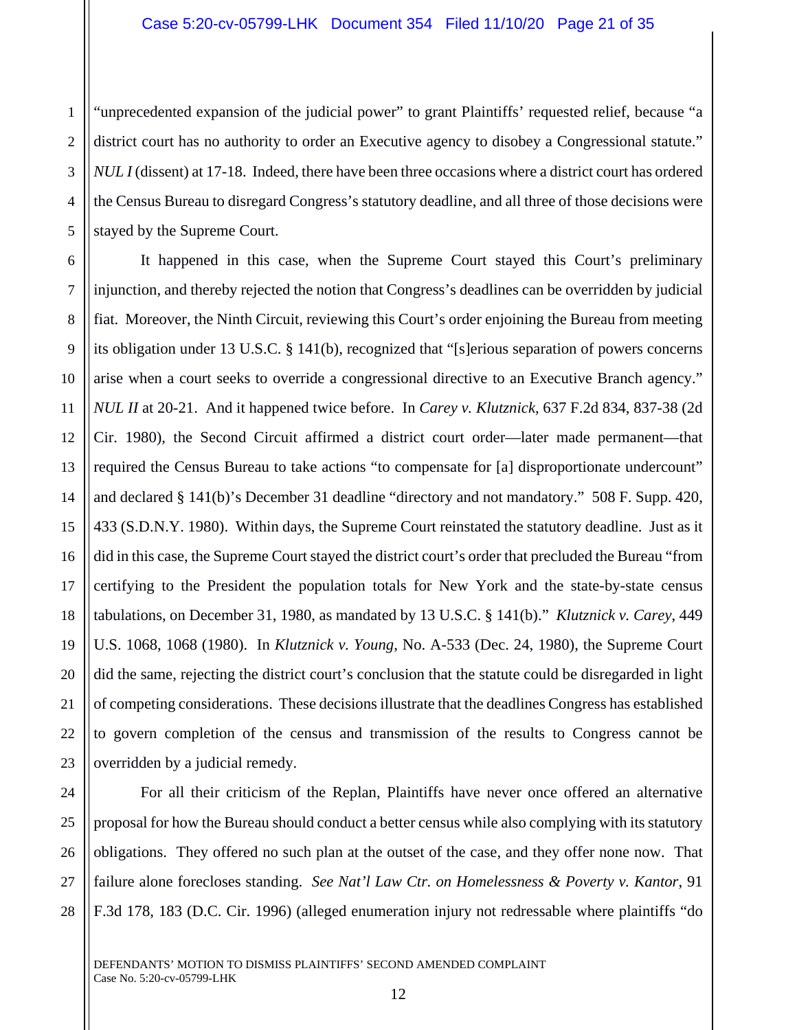"unprecedented expansion of the judicial power" to grant Plaintiffs' requested relief, because "a district court has no authority to order an Executive agency to disobey a Congressional statute." *NUL I* (dissent) at 17-18. Indeed, there have been three occasions where a district court has ordered the Census Bureau to disregard Congress's statutory deadline, and all three of those decisions were stayed by the Supreme Court.

It happened in this case, when the Supreme Court stayed this Court's preliminary injunction, and thereby rejected the notion that Congress's deadlines can be overridden by judicial fiat. Moreover, the Ninth Circuit, reviewing this Court's order enjoining the Bureau from meeting its obligation under 13 U.S.C. § 141(b), recognized that "[s]erious separation of powers concerns arise when a court seeks to override a congressional directive to an Executive Branch agency." *NUL II* at 20-21. And it happened twice before. In *Carey v. Klutznick*, 637 F.2d 834, 837-38 (2d Cir. 1980), the Second Circuit affirmed a district court order—later made permanent—that required the Census Bureau to take actions "to compensate for [a] disproportionate undercount" and declared § 141(b)'s December 31 deadline "directory and not mandatory." 508 F. Supp. 420, 433 (S.D.N.Y. 1980). Within days, the Supreme Court reinstated the statutory deadline. Just as it did in this case, the Supreme Court stayed the district court's order that precluded the Bureau "from certifying to the President the population totals for New York and the state-by-state census tabulations, on December 31, 1980, as mandated by 13 U.S.C. § 141(b)." *Klutznick v. Carey*, 449 U.S. 1068, 1068 (1980). In *Klutznick v. Young*, No. A-533 (Dec. 24, 1980), the Supreme Court did the same, rejecting the district court's conclusion that the statute could be disregarded in light of competing considerations. These decisions illustrate that the deadlines Congress has established to govern completion of the census and transmission of the results to Congress cannot be overridden by a judicial remedy.

For all their criticism of the Replan, Plaintiffs have never once offered an alternative proposal for how the Bureau should conduct a better census while also complying with its statutory obligations. They offered no such plan at the outset of the case, and they offer none now. That failure alone forecloses standing. *See Nat'l Law Ctr. on Homelessness & Poverty v. Kantor*, 91 F.3d 178, 183 (D.C. Cir. 1996) (alleged enumeration injury not redressable where plaintiffs "do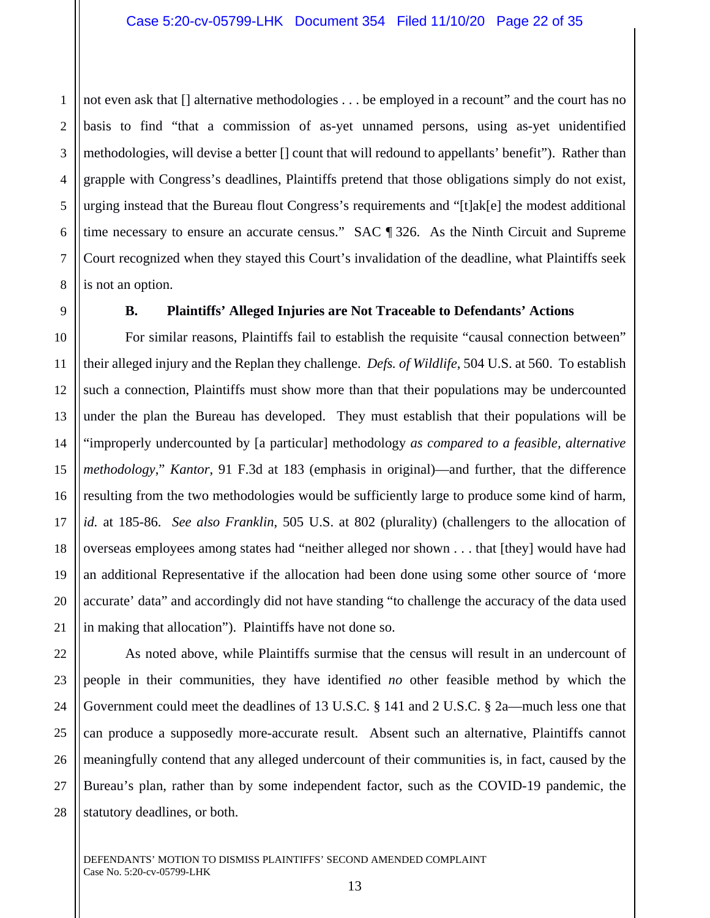not even ask that [] alternative methodologies . . . be employed in a recount" and the court has no basis to find "that a commission of as-yet unnamed persons, using as-yet unidentified methodologies, will devise a better [] count that will redound to appellants' benefit"). Rather than grapple with Congress's deadlines, Plaintiffs pretend that those obligations simply do not exist, urging instead that the Bureau flout Congress's requirements and "[t]ak[e] the modest additional time necessary to ensure an accurate census." SAC ¶ 326. As the Ninth Circuit and Supreme Court recognized when they stayed this Court's invalidation of the deadline, what Plaintiffs seek is not an option.

### B. Plaintiffs' Alleged Injuries are Not Traceable to Defendants' Actions

For similar reasons, Plaintiffs fail to establish the requisite "causal connection between" their alleged injury and the Replan they challenge. *Defs. of Wildlife*, 504 U.S. at 560. To establish such a connection, Plaintiffs must show more than that their populations may be undercounted under the plan the Bureau has developed. They must establish that their populations will be "improperly undercounted by [a particular] methodology *as compared to a feasible, alternative methodology*," *Kantor*, 91 F.3d at 183 (emphasis in original)—and further, that the difference resulting from the two methodologies would be sufficiently large to produce some kind of harm, *id.* at 185-86. *See also Franklin*, 505 U.S. at 802 (plurality) (challengers to the allocation of overseas employees among states had "neither alleged nor shown . . . that [they] would have had an additional Representative if the allocation had been done using some other source of 'more accurate' data" and accordingly did not have standing "to challenge the accuracy of the data used in making that allocation"). Plaintiffs have not done so.

As noted above, while Plaintiffs surmise that the census will result in an undercount of people in their communities, they have identified *no* other feasible method by which the Government could meet the deadlines of 13 U.S.C. § 141 and 2 U.S.C. § 2a—much less one that can produce a supposedly more-accurate result. Absent such an alternative, Plaintiffs cannot meaningfully contend that any alleged undercount of their communities is, in fact, caused by the Bureau's plan, rather than by some independent factor, such as the COVID-19 pandemic, the statutory deadlines, or both.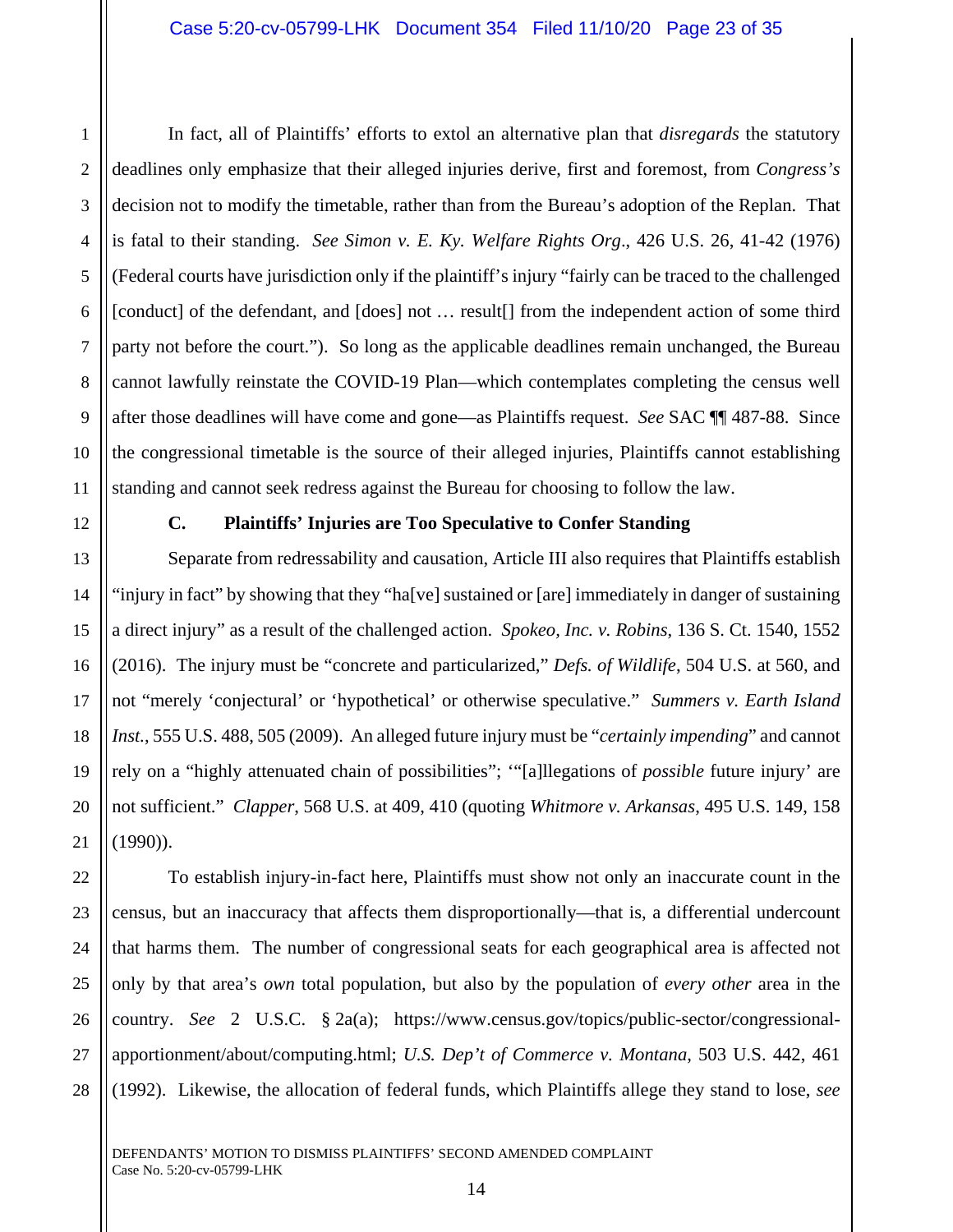In fact, all of Plaintiffs' efforts to extol an alternative plan that *disregards* the statutory deadlines only emphasize that their alleged injuries derive, first and foremost, from *Congress's* decision not to modify the timetable, rather than from the Bureau's adoption of the Replan. That is fatal to their standing. *See Simon v. E. Ky. Welfare Rights Org*., 426 U.S. 26, 41-42 (1976) (Federal courts have jurisdiction only if the plaintiff's injury "fairly can be traced to the challenged [conduct] of the defendant, and [does] not … result[] from the independent action of some third party not before the court."). So long as the applicable deadlines remain unchanged, the Bureau cannot lawfully reinstate the COVID-19 Plan—which contemplates completing the census well after those deadlines will have come and gone—as Plaintiffs request. *See* SAC ¶¶ 487-88. Since the congressional timetable is the source of their alleged injuries, Plaintiffs cannot establishing standing and cannot seek redress against the Bureau for choosing to follow the law.

### C. Plaintiffs' Injuries are Too Speculative to Confer Standing

Separate from redressability and causation, Article III also requires that Plaintiffs establish "injury in fact" by showing that they "ha[ve] sustained or [are] immediately in danger of sustaining a direct injury" as a result of the challenged action. *Spokeo, Inc. v. Robins*, 136 S. Ct. 1540, 1552 (2016). The injury must be "concrete and particularized," *Defs. of Wildlife*, 504 U.S. at 560, and not "merely 'conjectural' or 'hypothetical' or otherwise speculative." *Summers v. Earth Island Inst.*, 555 U.S. 488, 505 (2009). An alleged future injury must be "*certainly impending*" and cannot rely on a "highly attenuated chain of possibilities"; '"[a]llegations of *possible* future injury' are not sufficient." *Clapper*, 568 U.S. at 409, 410 (quoting *Whitmore v. Arkansas*, 495 U.S. 149, 158 (1990)).

To establish injury-in-fact here, Plaintiffs must show not only an inaccurate count in the census, but an inaccuracy that affects them disproportionally—that is, a differential undercount that harms them. The number of congressional seats for each geographical area is affected not only by that area's *own* total population, but also by the population of *every other* area in the country. *See* 2 U.S.C. § 2a(a); https://www.census.gov/topics/public-sector/congressional-apportionment/about/computing.html; *U.S. Dep't of Commerce v. Montana*, 503 U.S. 442, 461 (1992). Likewise, the allocation of federal funds, which Plaintiffs allege they stand to lose, *see*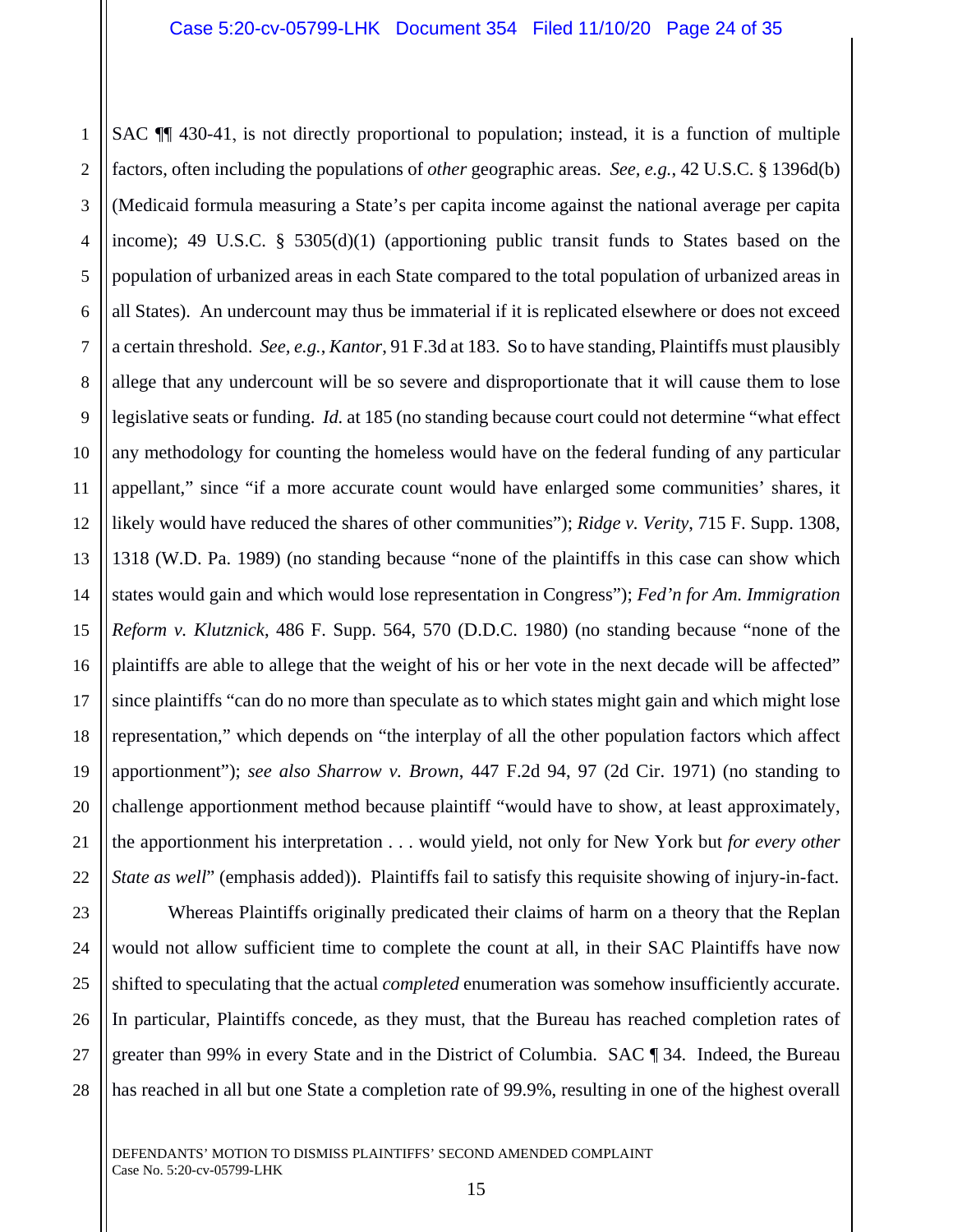SAC ¶¶ 430-41, is not directly proportional to population; instead, it is a function of multiple factors, often including the populations of *other* geographic areas. *See, e.g.*, 42 U.S.C. § 1396d(b) (Medicaid formula measuring a State's per capita income against the national average per capita income); 49 U.S.C. § 5305(d)(1) (apportioning public transit funds to States based on the population of urbanized areas in each State compared to the total population of urbanized areas in all States). An undercount may thus be immaterial if it is replicated elsewhere or does not exceed a certain threshold. *See, e.g.*, *Kantor*, 91 F.3d at 183. So to have standing, Plaintiffs must plausibly allege that any undercount will be so severe and disproportionate that it will cause them to lose legislative seats or funding. *Id.* at 185 (no standing because court could not determine "what effect any methodology for counting the homeless would have on the federal funding of any particular appellant," since "if a more accurate count would have enlarged some communities' shares, it likely would have reduced the shares of other communities"); *Ridge v. Verity*, 715 F. Supp. 1308, 1318 (W.D. Pa. 1989) (no standing because "none of the plaintiffs in this case can show which states would gain and which would lose representation in Congress"); *Fed'n for Am. Immigration Reform v. Klutznick*, 486 F. Supp. 564, 570 (D.D.C. 1980) (no standing because "none of the plaintiffs are able to allege that the weight of his or her vote in the next decade will be affected" since plaintiffs "can do no more than speculate as to which states might gain and which might lose representation," which depends on "the interplay of all the other population factors which affect apportionment"); *see also Sharrow v. Brown*, 447 F.2d 94, 97 (2d Cir. 1971) (no standing to challenge apportionment method because plaintiff "would have to show, at least approximately, the apportionment his interpretation . . . would yield, not only for New York but *for every other State as well*" (emphasis added)). Plaintiffs fail to satisfy this requisite showing of injury-in-fact.

Whereas Plaintiffs originally predicated their claims of harm on a theory that the Replan would not allow sufficient time to complete the count at all, in their SAC Plaintiffs have now shifted to speculating that the actual *completed* enumeration was somehow insufficiently accurate. In particular, Plaintiffs concede, as they must, that the Bureau has reached completion rates of greater than 99% in every State and in the District of Columbia. SAC ¶ 34. Indeed, the Bureau has reached in all but one State a completion rate of 99.9%, resulting in one of the highest overall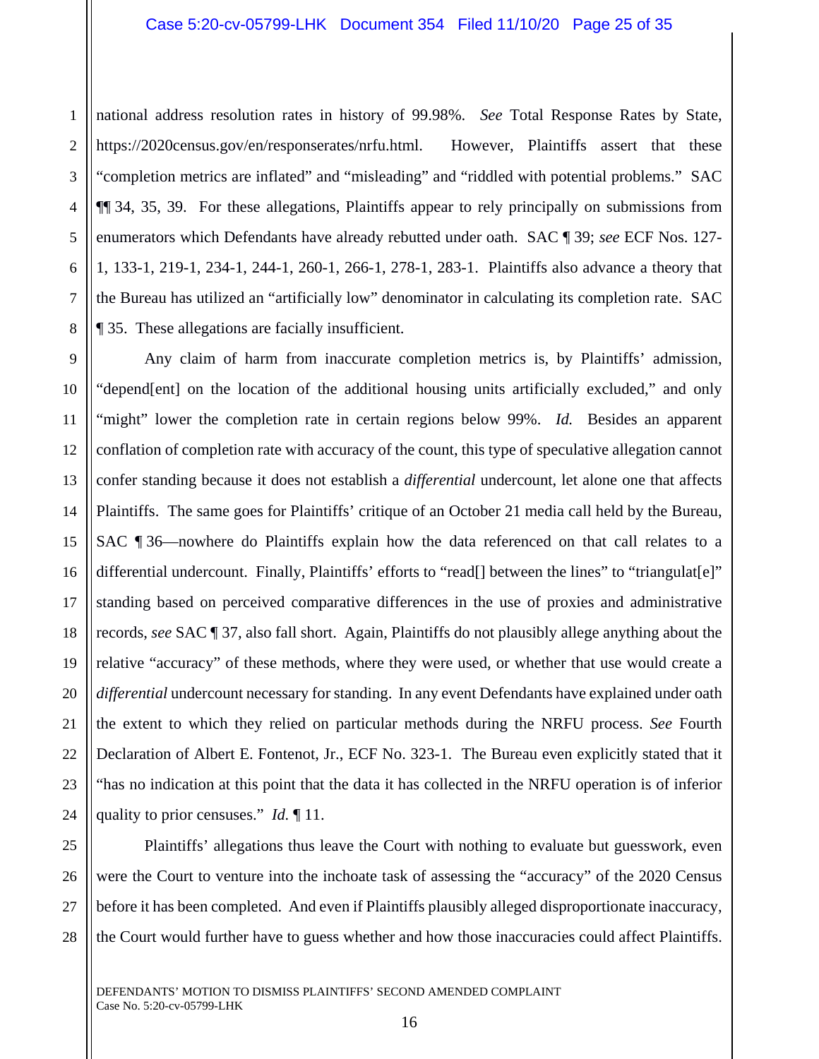national address resolution rates in history of 99.98%. *See* Total Response Rates by State, https://2020census.gov/en/responserates/nrfu.html. However, Plaintiffs assert that these "completion metrics are inflated" and "misleading" and "riddled with potential problems." SAC ¶¶ 34, 35, 39. For these allegations, Plaintiffs appear to rely principally on submissions from enumerators which Defendants have already rebutted under oath. SAC ¶ 39; *see* ECF Nos. 127-1, 133-1, 219-1, 234-1, 244-1, 260-1, 266-1, 278-1, 283-1. Plaintiffs also advance a theory that the Bureau has utilized an "artificially low" denominator in calculating its completion rate. SAC ¶ 35. These allegations are facially insufficient.

Any claim of harm from inaccurate completion metrics is, by Plaintiffs' admission, "depend[ent] on the location of the additional housing units artificially excluded," and only "might" lower the completion rate in certain regions below 99%. *Id.* Besides an apparent conflation of completion rate with accuracy of the count, this type of speculative allegation cannot confer standing because it does not establish a *differential* undercount, let alone one that affects Plaintiffs. The same goes for Plaintiffs' critique of an October 21 media call held by the Bureau, SAC ¶ 36—nowhere do Plaintiffs explain how the data referenced on that call relates to a differential undercount. Finally, Plaintiffs' efforts to "read[] between the lines" to "triangulat[e]" standing based on perceived comparative differences in the use of proxies and administrative records, *see* SAC ¶ 37, also fall short. Again, Plaintiffs do not plausibly allege anything about the relative "accuracy" of these methods, where they were used, or whether that use would create a *differential* undercount necessary for standing. In any event Defendants have explained under oath the extent to which they relied on particular methods during the NRFU process. *See* Fourth Declaration of Albert E. Fontenot, Jr., ECF No. 323-1. The Bureau even explicitly stated that it "has no indication at this point that the data it has collected in the NRFU operation is of inferior quality to prior censuses." *Id.* ¶ 11.

Plaintiffs' allegations thus leave the Court with nothing to evaluate but guesswork, even were the Court to venture into the inchoate task of assessing the "accuracy" of the 2020 Census before it has been completed. And even if Plaintiffs plausibly alleged disproportionate inaccuracy, the Court would further have to guess whether and how those inaccuracies could affect Plaintiffs.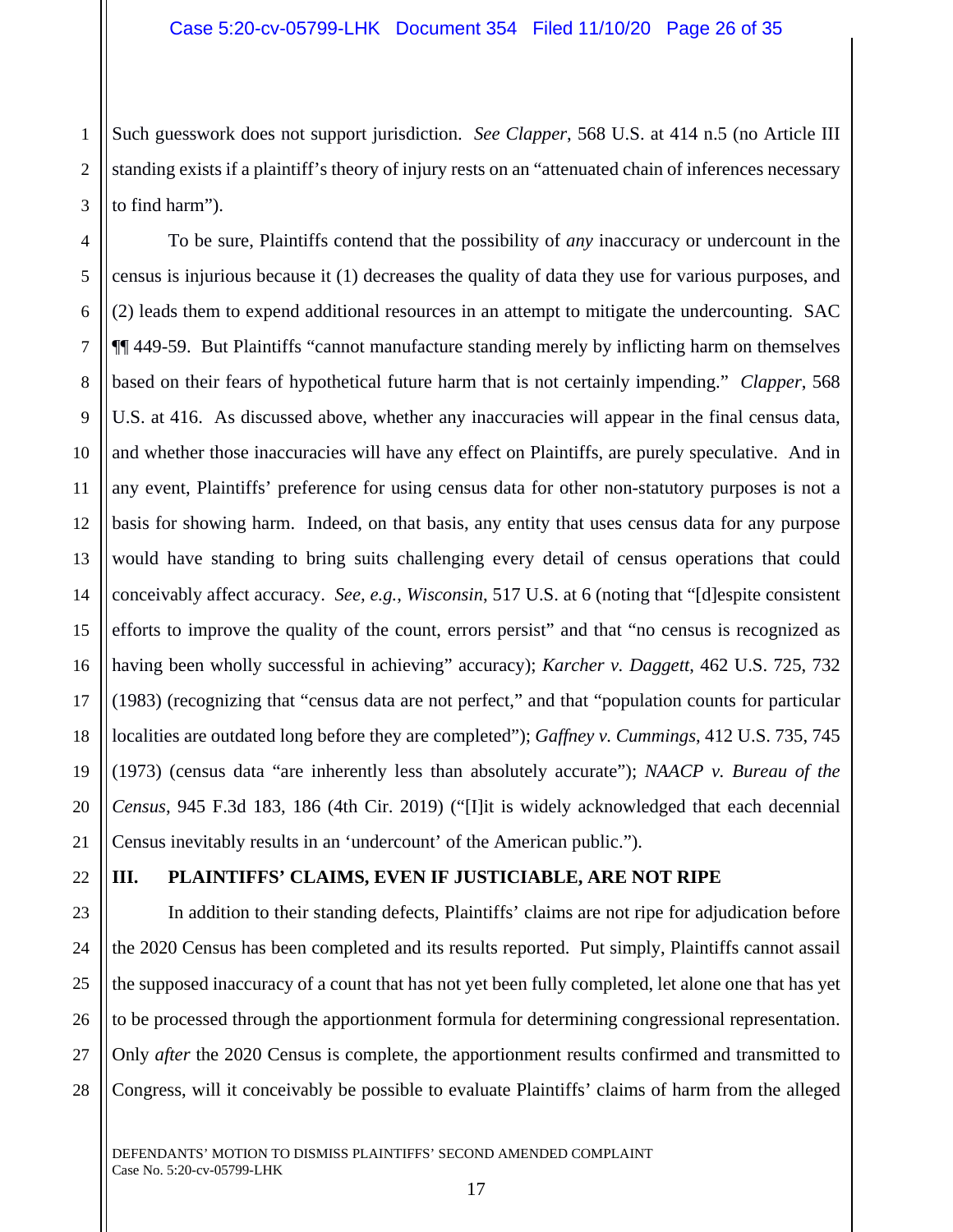Such guesswork does not support jurisdiction. *See Clapper*, 568 U.S. at 414 n.5 (no Article III standing exists if a plaintiff's theory of injury rests on an "attenuated chain of inferences necessary to find harm").

To be sure, Plaintiffs contend that the possibility of *any* inaccuracy or undercount in the census is injurious because it (1) decreases the quality of data they use for various purposes, and (2) leads them to expend additional resources in an attempt to mitigate the undercounting. SAC ¶¶ 449-59. But Plaintiffs "cannot manufacture standing merely by inflicting harm on themselves based on their fears of hypothetical future harm that is not certainly impending." *Clapper*, 568 U.S. at 416. As discussed above, whether any inaccuracies will appear in the final census data, and whether those inaccuracies will have any effect on Plaintiffs, are purely speculative. And in any event, Plaintiffs' preference for using census data for other non-statutory purposes is not a basis for showing harm. Indeed, on that basis, any entity that uses census data for any purpose would have standing to bring suits challenging every detail of census operations that could conceivably affect accuracy. *See, e.g.*, *Wisconsin*, 517 U.S. at 6 (noting that "[d]espite consistent efforts to improve the quality of the count, errors persist" and that "no census is recognized as having been wholly successful in achieving" accuracy); *Karcher v. Daggett*, 462 U.S. 725, 732 (1983) (recognizing that "census data are not perfect," and that "population counts for particular localities are outdated long before they are completed"); *Gaffney v. Cummings*, 412 U.S. 735, 745 (1973) (census data "are inherently less than absolutely accurate"); *NAACP v. Bureau of the Census*, 945 F.3d 183, 186 (4th Cir. 2019) ("[I]it is widely acknowledged that each decennial Census inevitably results in an 'undercount' of the American public.").

## III. PLAINTIFFS' CLAIMS, EVEN IF JUSTICIABLE, ARE NOT RIPE

In addition to their standing defects, Plaintiffs' claims are not ripe for adjudication before the 2020 Census has been completed and its results reported. Put simply, Plaintiffs cannot assail the supposed inaccuracy of a count that has not yet been fully completed, let alone one that has yet to be processed through the apportionment formula for determining congressional representation. Only *after* the 2020 Census is complete, the apportionment results confirmed and transmitted to Congress, will it conceivably be possible to evaluate Plaintiffs' claims of harm from the alleged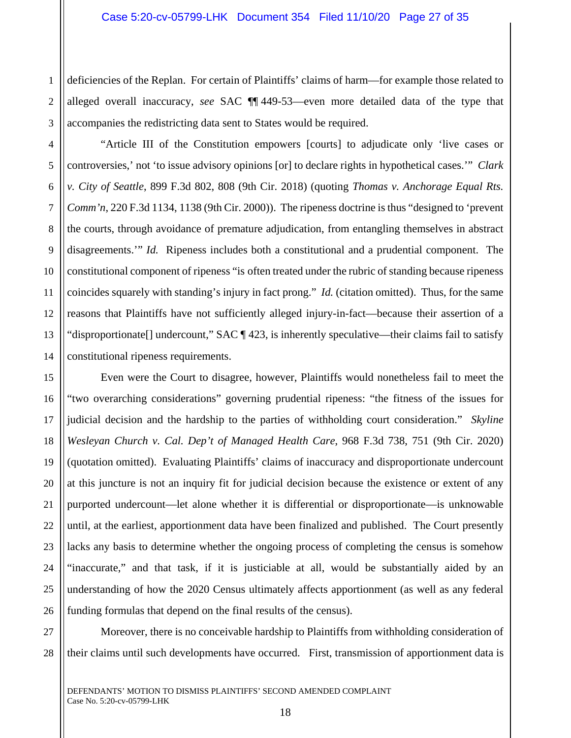deficiencies of the Replan. For certain of Plaintiffs' claims of harm—for example those related to alleged overall inaccuracy, *see* SAC ¶¶ 449-53—even more detailed data of the type that accompanies the redistricting data sent to States would be required.

"Article III of the Constitution empowers [courts] to adjudicate only 'live cases or controversies,' not 'to issue advisory opinions [or] to declare rights in hypothetical cases.'" *Clark v. City of Seattle*, 899 F.3d 802, 808 (9th Cir. 2018) (quoting *Thomas v. Anchorage Equal Rts. Comm'n*, 220 F.3d 1134, 1138 (9th Cir. 2000)). The ripeness doctrine is thus "designed to 'prevent the courts, through avoidance of premature adjudication, from entangling themselves in abstract disagreements.'" *Id.* Ripeness includes both a constitutional and a prudential component. The constitutional component of ripeness "is often treated under the rubric of standing because ripeness coincides squarely with standing's injury in fact prong." *Id.* (citation omitted). Thus, for the same reasons that Plaintiffs have not sufficiently alleged injury-in-fact—because their assertion of a "disproportionate[] undercount," SAC ¶ 423, is inherently speculative—their claims fail to satisfy constitutional ripeness requirements.

Even were the Court to disagree, however, Plaintiffs would nonetheless fail to meet the "two overarching considerations" governing prudential ripeness: "the fitness of the issues for judicial decision and the hardship to the parties of withholding court consideration." *Skyline Wesleyan Church v. Cal. Dep't of Managed Health Care*, 968 F.3d 738, 751 (9th Cir. 2020) (quotation omitted). Evaluating Plaintiffs' claims of inaccuracy and disproportionate undercount at this juncture is not an inquiry fit for judicial decision because the existence or extent of any purported undercount—let alone whether it is differential or disproportionate—is unknowable until, at the earliest, apportionment data have been finalized and published. The Court presently lacks any basis to determine whether the ongoing process of completing the census is somehow "inaccurate," and that task, if it is justiciable at all, would be substantially aided by an understanding of how the 2020 Census ultimately affects apportionment (as well as any federal funding formulas that depend on the final results of the census).

Moreover, there is no conceivable hardship to Plaintiffs from withholding consideration of their claims until such developments have occurred. First, transmission of apportionment data is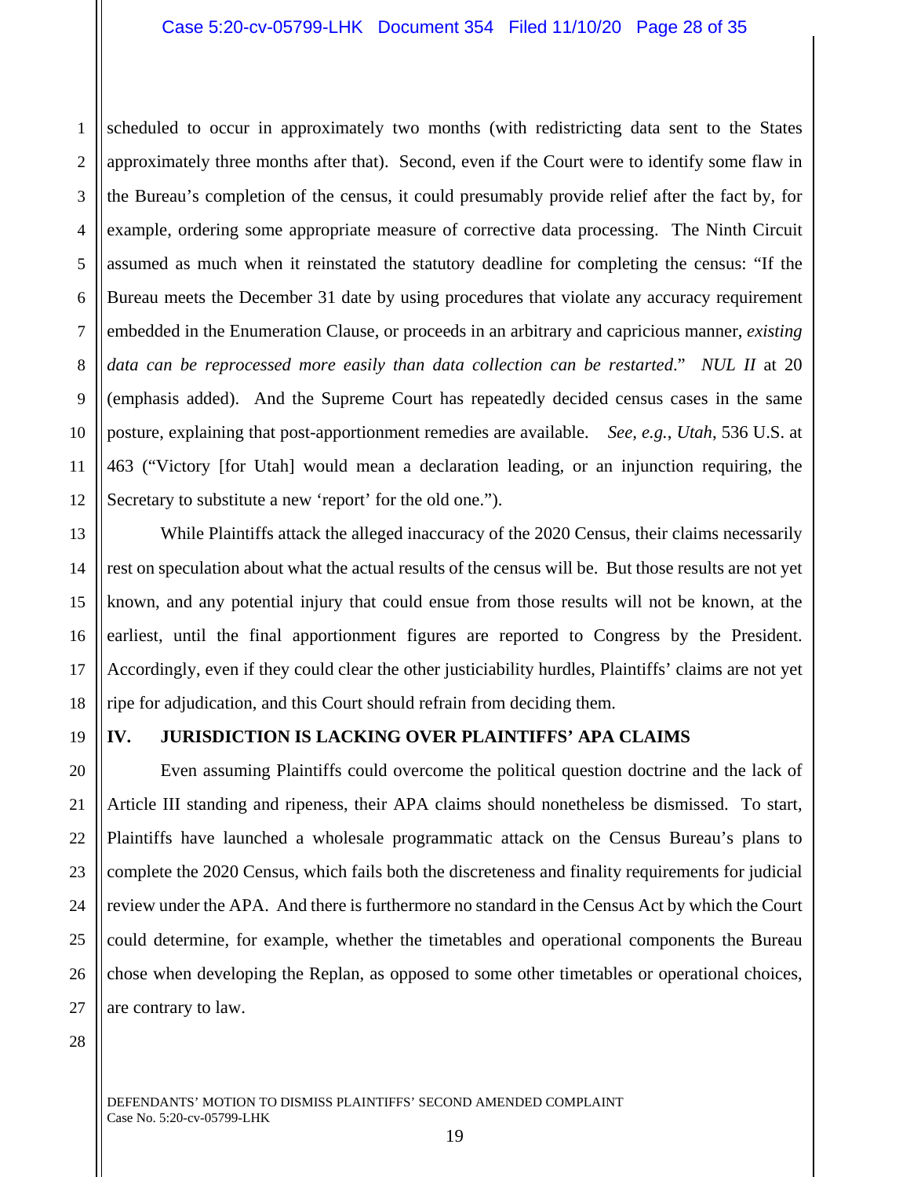scheduled to occur in approximately two months (with redistricting data sent to the States approximately three months after that). Second, even if the Court were to identify some flaw in the Bureau's completion of the census, it could presumably provide relief after the fact by, for example, ordering some appropriate measure of corrective data processing. The Ninth Circuit assumed as much when it reinstated the statutory deadline for completing the census: "If the Bureau meets the December 31 date by using procedures that violate any accuracy requirement embedded in the Enumeration Clause, or proceeds in an arbitrary and capricious manner, *existing data can be reprocessed more easily than data collection can be restarted*." *NUL II* at 20 (emphasis added). And the Supreme Court has repeatedly decided census cases in the same posture, explaining that post-apportionment remedies are available. *See, e.g.*, *Utah*, 536 U.S. at 463 ("Victory [for Utah] would mean a declaration leading, or an injunction requiring, the Secretary to substitute a new 'report' for the old one.").

While Plaintiffs attack the alleged inaccuracy of the 2020 Census, their claims necessarily rest on speculation about what the actual results of the census will be. But those results are not yet known, and any potential injury that could ensue from those results will not be known, at the earliest, until the final apportionment figures are reported to Congress by the President. Accordingly, even if they could clear the other justiciability hurdles, Plaintiffs' claims are not yet ripe for adjudication, and this Court should refrain from deciding them.

## IV. JURISDICTION IS LACKING OVER PLAINTIFFS' APA CLAIMS

Even assuming Plaintiffs could overcome the political question doctrine and the lack of Article III standing and ripeness, their APA claims should nonetheless be dismissed. To start, Plaintiffs have launched a wholesale programmatic attack on the Census Bureau's plans to complete the 2020 Census, which fails both the discreteness and finality requirements for judicial review under the APA. And there is furthermore no standard in the Census Act by which the Court could determine, for example, whether the timetables and operational components the Bureau chose when developing the Replan, as opposed to some other timetables or operational choices, are contrary to law.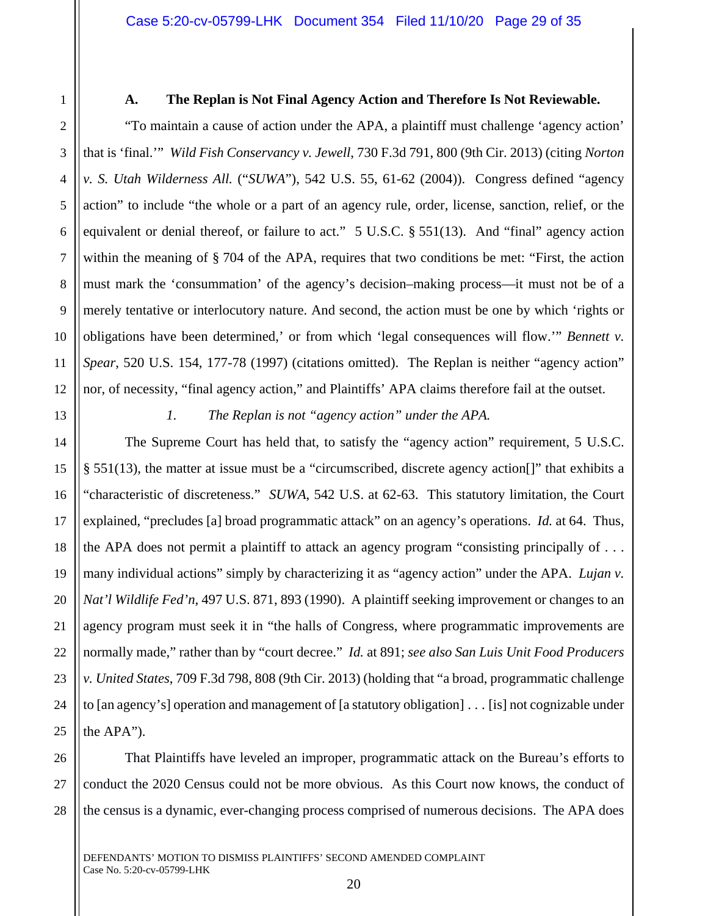### A. The Replan is Not Final Agency Action and Therefore Is Not Reviewable.

"To maintain a cause of action under the APA, a plaintiff must challenge 'agency action' that is 'final.'" *Wild Fish Conservancy v. Jewell*, 730 F.3d 791, 800 (9th Cir. 2013) (citing *Norton v. S. Utah Wilderness All.* ("*SUWA*"), 542 U.S. 55, 61-62 (2004)). Congress defined "agency action" to include "the whole or a part of an agency rule, order, license, sanction, relief, or the equivalent or denial thereof, or failure to act." 5 U.S.C. § 551(13). And "final" agency action within the meaning of § 704 of the APA, requires that two conditions be met: "First, the action must mark the 'consummation' of the agency's decision–making process—it must not be of a merely tentative or interlocutory nature. And second, the action must be one by which 'rights or obligations have been determined,' or from which 'legal consequences will flow.'" *Bennett v. Spear*, 520 U.S. 154, 177-78 (1997) (citations omitted). The Replan is neither "agency action" nor, of necessity, "final agency action," and Plaintiffs' APA claims therefore fail at the outset.

#### 1. *The Replan is not "agency action" under the APA.*

The Supreme Court has held that, to satisfy the "agency action" requirement, 5 U.S.C. § 551(13), the matter at issue must be a "circumscribed, discrete agency action[]" that exhibits a "characteristic of discreteness." *SUWA*, 542 U.S. at 62-63. This statutory limitation, the Court explained, "precludes [a] broad programmatic attack" on an agency's operations. *Id.* at 64. Thus, the APA does not permit a plaintiff to attack an agency program "consisting principally of . . . many individual actions" simply by characterizing it as "agency action" under the APA. *Lujan v. Nat'l Wildlife Fed'n*, 497 U.S. 871, 893 (1990). A plaintiff seeking improvement or changes to an agency program must seek it in "the halls of Congress, where programmatic improvements are normally made," rather than by "court decree." *Id.* at 891; *see also San Luis Unit Food Producers v. United States*, 709 F.3d 798, 808 (9th Cir. 2013) (holding that "a broad, programmatic challenge to [an agency's] operation and management of [a statutory obligation] . . . [is] not cognizable under the APA").

That Plaintiffs have leveled an improper, programmatic attack on the Bureau's efforts to conduct the 2020 Census could not be more obvious. As this Court now knows, the conduct of the census is a dynamic, ever-changing process comprised of numerous decisions. The APA does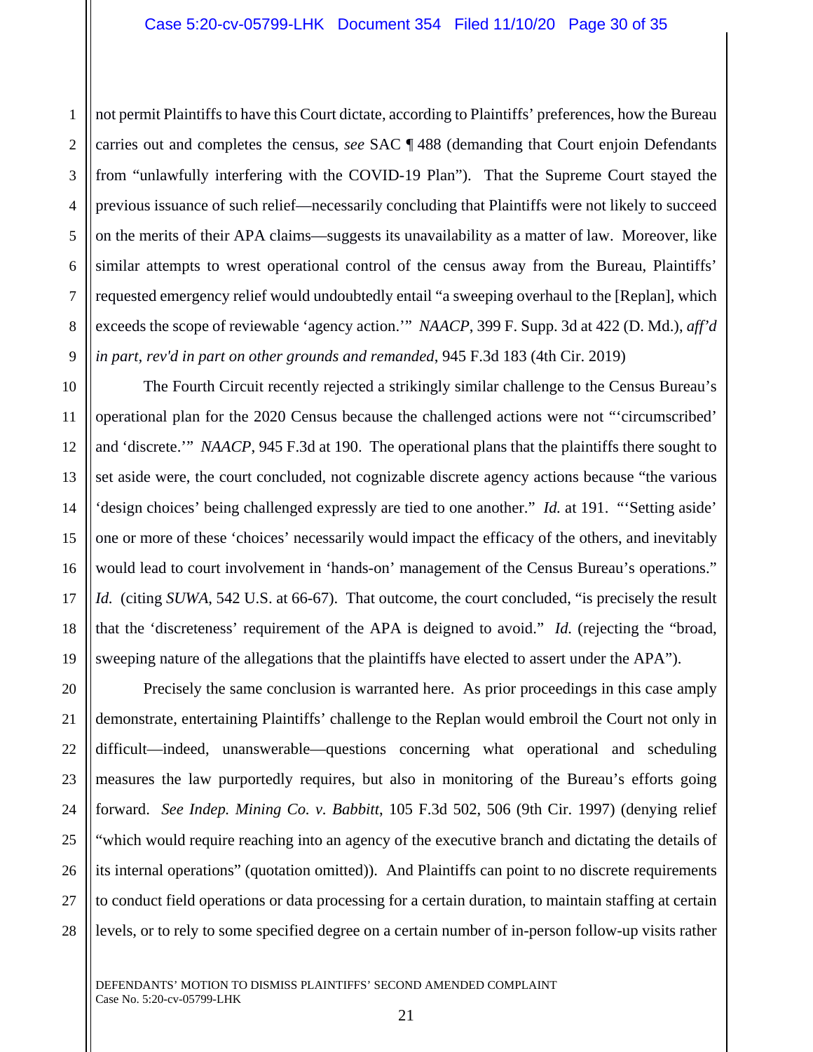not permit Plaintiffs to have this Court dictate, according to Plaintiffs' preferences, how the Bureau carries out and completes the census, *see* SAC ¶ 488 (demanding that Court enjoin Defendants from "unlawfully interfering with the COVID-19 Plan"). That the Supreme Court stayed the previous issuance of such relief—necessarily concluding that Plaintiffs were not likely to succeed on the merits of their APA claims—suggests its unavailability as a matter of law. Moreover, like similar attempts to wrest operational control of the census away from the Bureau, Plaintiffs' requested emergency relief would undoubtedly entail "a sweeping overhaul to the [Replan], which exceeds the scope of reviewable 'agency action.'" *NAACP*, 399 F. Supp. 3d at 422 (D. Md.), *aff'd in part, rev'd in part on other grounds and remanded*, 945 F.3d 183 (4th Cir. 2019)

The Fourth Circuit recently rejected a strikingly similar challenge to the Census Bureau's operational plan for the 2020 Census because the challenged actions were not "'circumscribed' and 'discrete.'" *NAACP*, 945 F.3d at 190. The operational plans that the plaintiffs there sought to set aside were, the court concluded, not cognizable discrete agency actions because "the various 'design choices' being challenged expressly are tied to one another." *Id.* at 191. "'Setting aside' one or more of these 'choices' necessarily would impact the efficacy of the others, and inevitably would lead to court involvement in 'hands-on' management of the Census Bureau's operations." *Id.* (citing *SUWA*, 542 U.S. at 66-67). That outcome, the court concluded, "is precisely the result that the 'discreteness' requirement of the APA is deigned to avoid." *Id.* (rejecting the "broad, sweeping nature of the allegations that the plaintiffs have elected to assert under the APA").

Precisely the same conclusion is warranted here. As prior proceedings in this case amply demonstrate, entertaining Plaintiffs' challenge to the Replan would embroil the Court not only in difficult—indeed, unanswerable—questions concerning what operational and scheduling measures the law purportedly requires, but also in monitoring of the Bureau's efforts going forward. *See Indep. Mining Co. v. Babbitt*, 105 F.3d 502, 506 (9th Cir. 1997) (denying relief "which would require reaching into an agency of the executive branch and dictating the details of its internal operations" (quotation omitted)). And Plaintiffs can point to no discrete requirements to conduct field operations or data processing for a certain duration, to maintain staffing at certain levels, or to rely to some specified degree on a certain number of in-person follow-up visits rather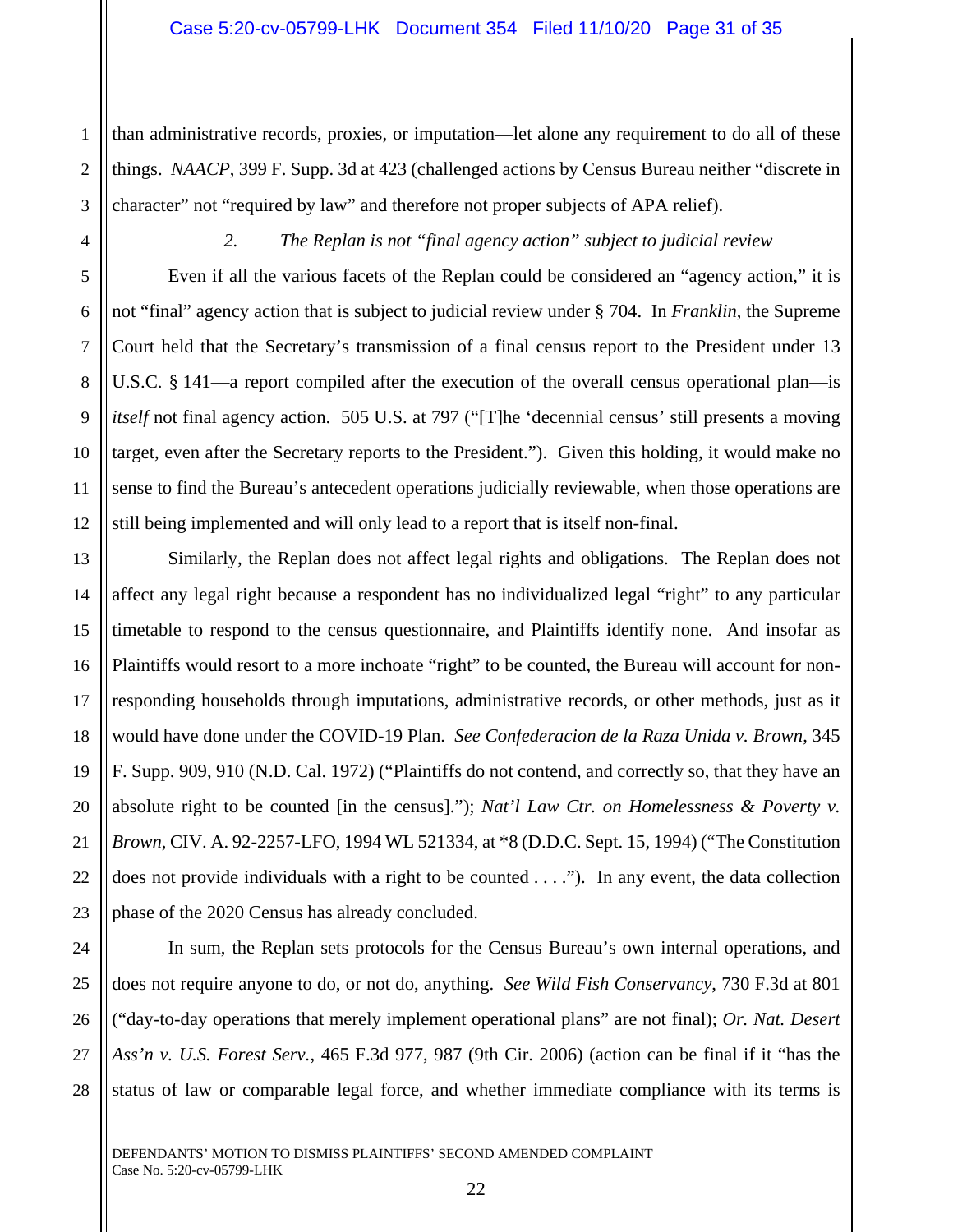than administrative records, proxies, or imputation—let alone any requirement to do all of these things. *NAACP*, 399 F. Supp. 3d at 423 (challenged actions by Census Bureau neither "discrete in character" not "required by law" and therefore not proper subjects of APA relief).

#### 2. *The Replan is not "final agency action" subject to judicial review*

Even if all the various facets of the Replan could be considered an "agency action," it is not "final" agency action that is subject to judicial review under § 704. In *Franklin*, the Supreme Court held that the Secretary's transmission of a final census report to the President under 13 U.S.C. § 141—a report compiled after the execution of the overall census operational plan—is *itself* not final agency action. 505 U.S. at 797 ("[T]he 'decennial census' still presents a moving target, even after the Secretary reports to the President."). Given this holding, it would make no sense to find the Bureau's antecedent operations judicially reviewable, when those operations are still being implemented and will only lead to a report that is itself non-final.

Similarly, the Replan does not affect legal rights and obligations. The Replan does not affect any legal right because a respondent has no individualized legal "right" to any particular timetable to respond to the census questionnaire, and Plaintiffs identify none. And insofar as Plaintiffs would resort to a more inchoate "right" to be counted, the Bureau will account for non-responding households through imputations, administrative records, or other methods, just as it would have done under the COVID-19 Plan. *See Confederacion de la Raza Unida v. Brown*, 345 F. Supp. 909, 910 (N.D. Cal. 1972) ("Plaintiffs do not contend, and correctly so, that they have an absolute right to be counted [in the census]."); *Nat'l Law Ctr. on Homelessness & Poverty v. Brown*, CIV. A. 92-2257-LFO, 1994 WL 521334, at *8 (D.D.C. Sept. 15, 1994) ("The Constitution does not provide individuals with a right to be counted . . . ."). In any event, the data collection phase of the 2020 Census has already concluded.

In sum, the Replan sets protocols for the Census Bureau's own internal operations, and does not require anyone to do, or not do, anything. *See Wild Fish Conservancy*, 730 F.3d at 801 ("day-to-day operations that merely implement operational plans" are not final); *Or. Nat. Desert Ass'n v. U.S. Forest Serv.*, 465 F.3d 977, 987 (9th Cir. 2006) (action can be final if it "has the status of law or comparable legal force, and whether immediate compliance with its terms is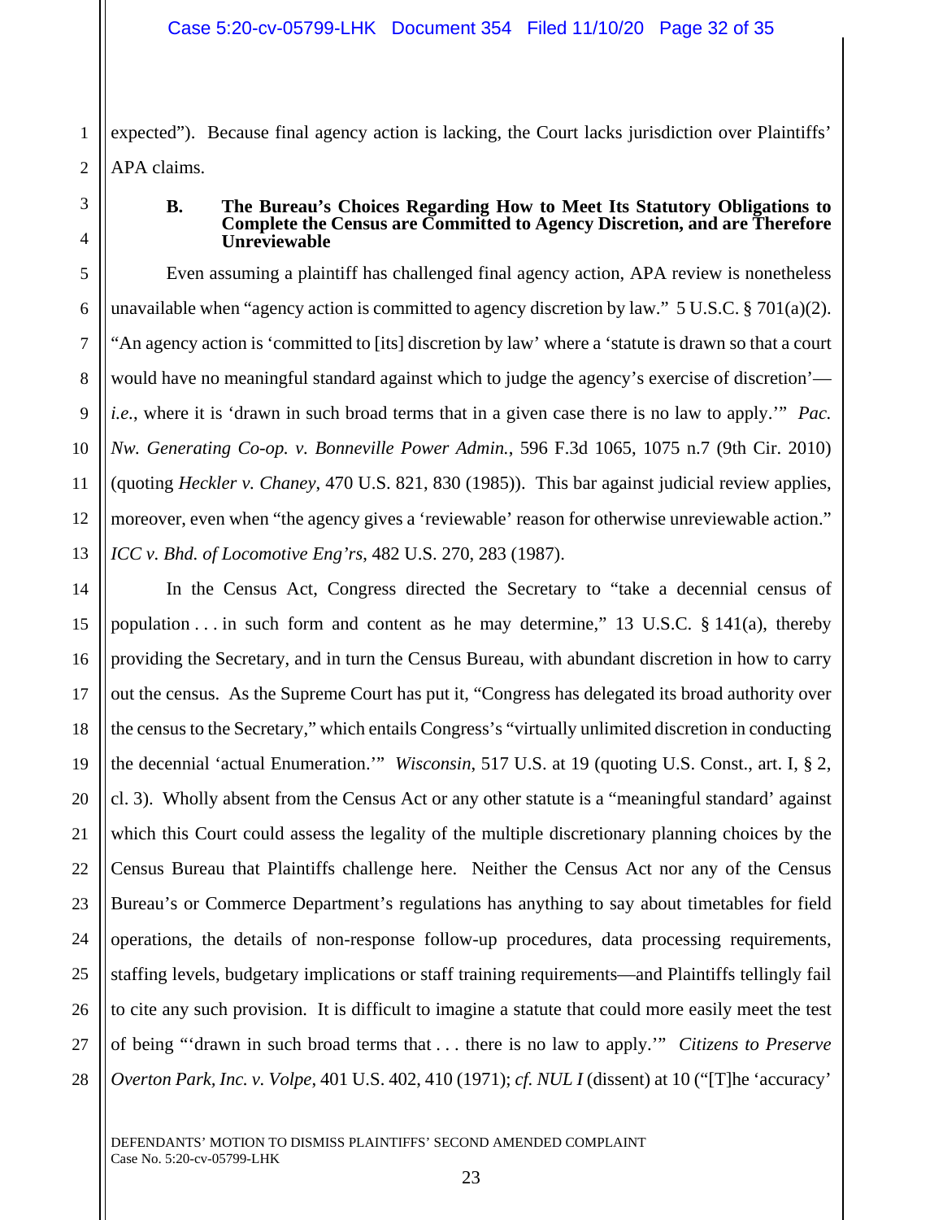expected"). Because final agency action is lacking, the Court lacks jurisdiction over Plaintiffs' APA claims.

### B. The Bureau's Choices Regarding How to Meet Its Statutory Obligations to Complete the Census are Committed to Agency Discretion, and are Therefore Unreviewable

Even assuming a plaintiff has challenged final agency action, APA review is nonetheless unavailable when "agency action is committed to agency discretion by law." 5 U.S.C. § 701(a)(2). "An agency action is 'committed to [its] discretion by law' where a 'statute is drawn so that a court would have no meaningful standard against which to judge the agency's exercise of discretion'—*i.e.*, where it is 'drawn in such broad terms that in a given case there is no law to apply.'" *Pac. Nw. Generating Co-op. v. Bonneville Power Admin.*, 596 F.3d 1065, 1075 n.7 (9th Cir. 2010) (quoting *Heckler v. Chaney*, 470 U.S. 821, 830 (1985)). This bar against judicial review applies, moreover, even when "the agency gives a 'reviewable' reason for otherwise unreviewable action." *ICC v. Bhd. of Locomotive Eng'rs*, 482 U.S. 270, 283 (1987).

In the Census Act, Congress directed the Secretary to "take a decennial census of population . . . in such form and content as he may determine," 13 U.S.C. § 141(a), thereby providing the Secretary, and in turn the Census Bureau, with abundant discretion in how to carry out the census. As the Supreme Court has put it, "Congress has delegated its broad authority over the census to the Secretary," which entails Congress's "virtually unlimited discretion in conducting the decennial 'actual Enumeration.'" *Wisconsin*, 517 U.S. at 19 (quoting U.S. Const., art. I, § 2, cl. 3). Wholly absent from the Census Act or any other statute is a "meaningful standard' against which this Court could assess the legality of the multiple discretionary planning choices by the Census Bureau that Plaintiffs challenge here. Neither the Census Act nor any of the Census Bureau's or Commerce Department's regulations has anything to say about timetables for field operations, the details of non-response follow-up procedures, data processing requirements, staffing levels, budgetary implications or staff training requirements—and Plaintiffs tellingly fail to cite any such provision. It is difficult to imagine a statute that could more easily meet the test of being "'drawn in such broad terms that . . . there is no law to apply.'" *Citizens to Preserve Overton Park, Inc. v. Volpe*, 401 U.S. 402, 410 (1971); *cf. NUL I* (dissent) at 10 ("[T]he 'accuracy'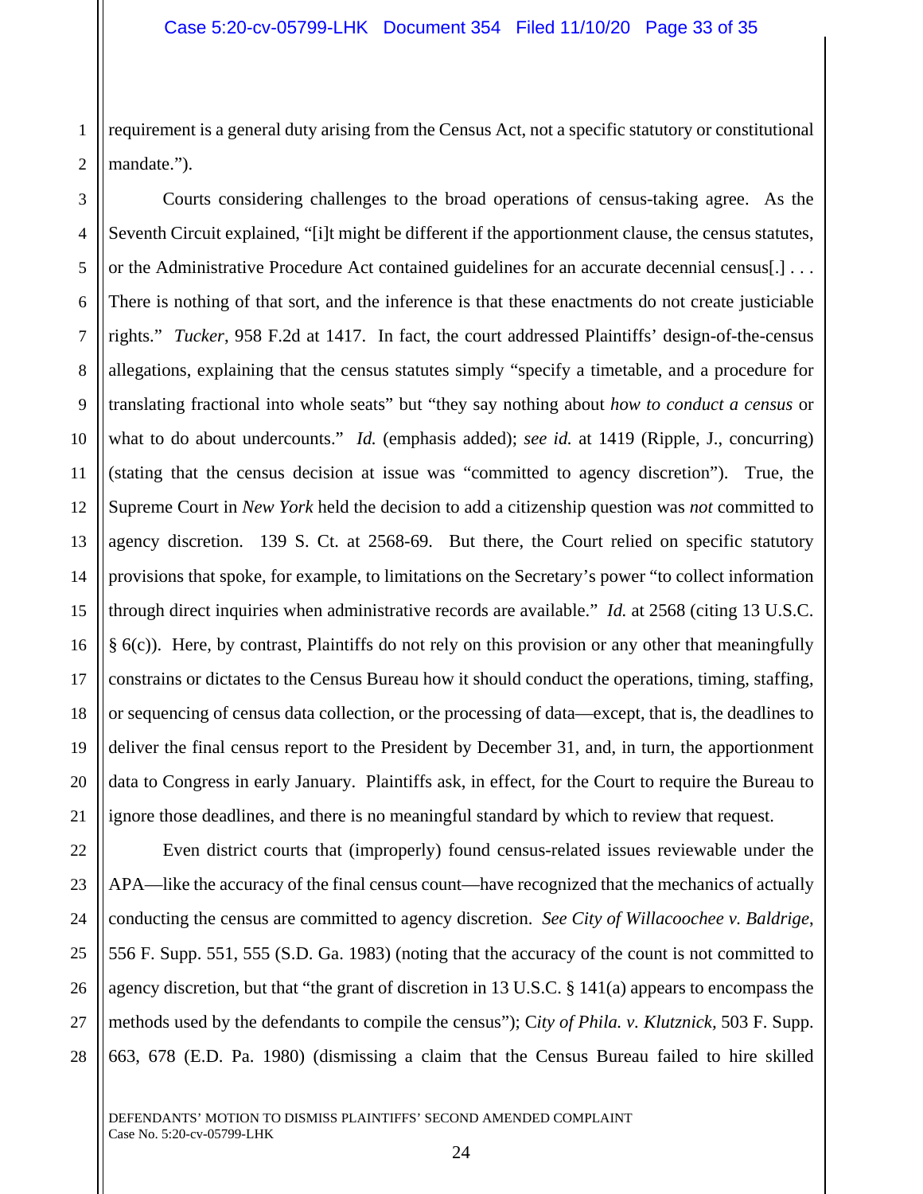requirement is a general duty arising from the Census Act, not a specific statutory or constitutional mandate.").

Courts considering challenges to the broad operations of census-taking agree. As the Seventh Circuit explained, "[i]t might be different if the apportionment clause, the census statutes, or the Administrative Procedure Act contained guidelines for an accurate decennial census[.] . . . There is nothing of that sort, and the inference is that these enactments do not create justiciable rights." *Tucker*, 958 F.2d at 1417. In fact, the court addressed Plaintiffs' design-of-the-census allegations, explaining that the census statutes simply "specify a timetable, and a procedure for translating fractional into whole seats" but "they say nothing about *how to conduct a census* or what to do about undercounts." *Id.* (emphasis added); *see id.* at 1419 (Ripple, J., concurring) (stating that the census decision at issue was "committed to agency discretion"). True, the Supreme Court in *New York* held the decision to add a citizenship question was *not* committed to agency discretion. 139 S. Ct. at 2568-69. But there, the Court relied on specific statutory provisions that spoke, for example, to limitations on the Secretary's power "to collect information through direct inquiries when administrative records are available." *Id.* at 2568 (citing 13 U.S.C. § 6(c)). Here, by contrast, Plaintiffs do not rely on this provision or any other that meaningfully constrains or dictates to the Census Bureau how it should conduct the operations, timing, staffing, or sequencing of census data collection, or the processing of data—except, that is, the deadlines to deliver the final census report to the President by December 31, and, in turn, the apportionment data to Congress in early January. Plaintiffs ask, in effect, for the Court to require the Bureau to ignore those deadlines, and there is no meaningful standard by which to review that request.

Even district courts that (improperly) found census-related issues reviewable under the APA—like the accuracy of the final census count—have recognized that the mechanics of actually conducting the census are committed to agency discretion. *See City of Willacoochee v. Baldrige*, 556 F. Supp. 551, 555 (S.D. Ga. 1983) (noting that the accuracy of the count is not committed to agency discretion, but that "the grant of discretion in 13 U.S.C. § 141(a) appears to encompass the methods used by the defendants to compile the census"); C*ity of Phila. v. Klutznick*, 503 F. Supp. 663, 678 (E.D. Pa. 1980) (dismissing a claim that the Census Bureau failed to hire skilled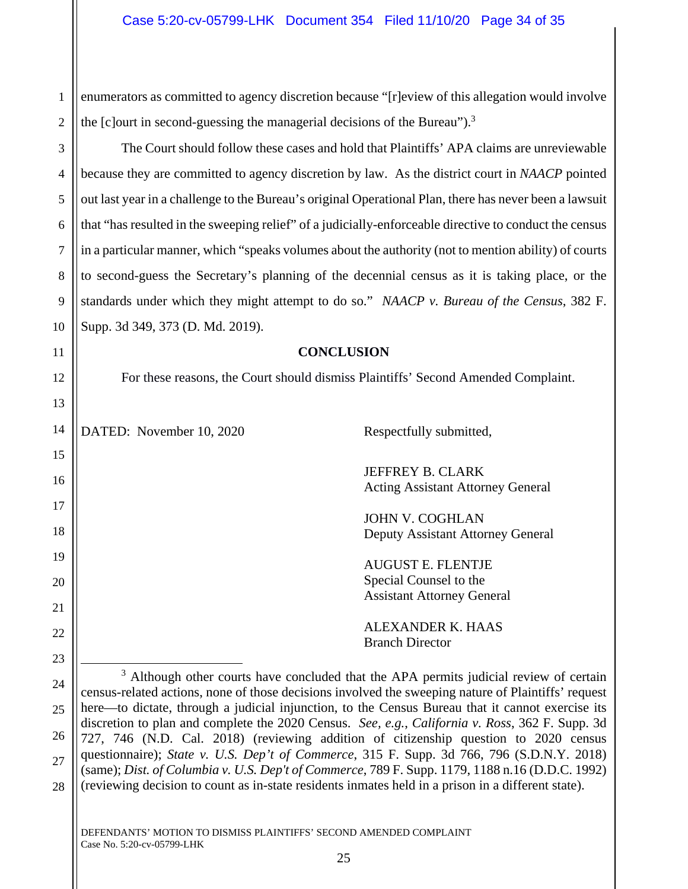enumerators as committed to agency discretion because "[r]eview of this allegation would involve the [c]ourt in second-guessing the managerial decisions of the Bureau").[3]

The Court should follow these cases and hold that Plaintiffs' APA claims are unreviewable because they are committed to agency discretion by law. As the district court in *NAACP* pointed out last year in a challenge to the Bureau's original Operational Plan, there has never been a lawsuit that "has resulted in the sweeping relief" of a judicially-enforceable directive to conduct the census in a particular manner, which "speaks volumes about the authority (not to mention ability) of courts to second-guess the Secretary's planning of the decennial census as it is taking place, or the standards under which they might attempt to do so." *NAACP v. Bureau of the Census*, 382 F. Supp. 3d 349, 373 (D. Md. 2019).

**CONCLUSION**

For these reasons, the Court should dismiss Plaintiffs' Second Amended Complaint.

DATED: November 10, 2020

Respectfully submitted,

JEFFREY B. CLARK
Acting Assistant Attorney General

JOHN V. COGHLAN
Deputy Assistant Attorney General

AUGUST E. FLENTJE
Special Counsel to the
Assistant Attorney General

ALEXANDER K. HAAS
Branch Director

---

[3] Although other courts have concluded that the APA permits judicial review of certain census-related actions, none of those decisions involved the sweeping nature of Plaintiffs' request here—to dictate, through a judicial injunction, to the Census Bureau that it cannot exercise its discretion to plan and complete the 2020 Census. *See, e.g.*, *California v. Ross*, 362 F. Supp. 3d 727, 746 (N.D. Cal. 2018) (reviewing addition of citizenship question to 2020 census questionnaire); *State v. U.S. Dep't of Commerce*, 315 F. Supp. 3d 766, 796 (S.D.N.Y. 2018) (same); *Dist. of Columbia v. U.S. Dep't of Commerce*, 789 F. Supp. 1179, 1188 n.16 (D.D.C. 1992) (reviewing decision to count as in-state residents inmates held in a prison in a different state).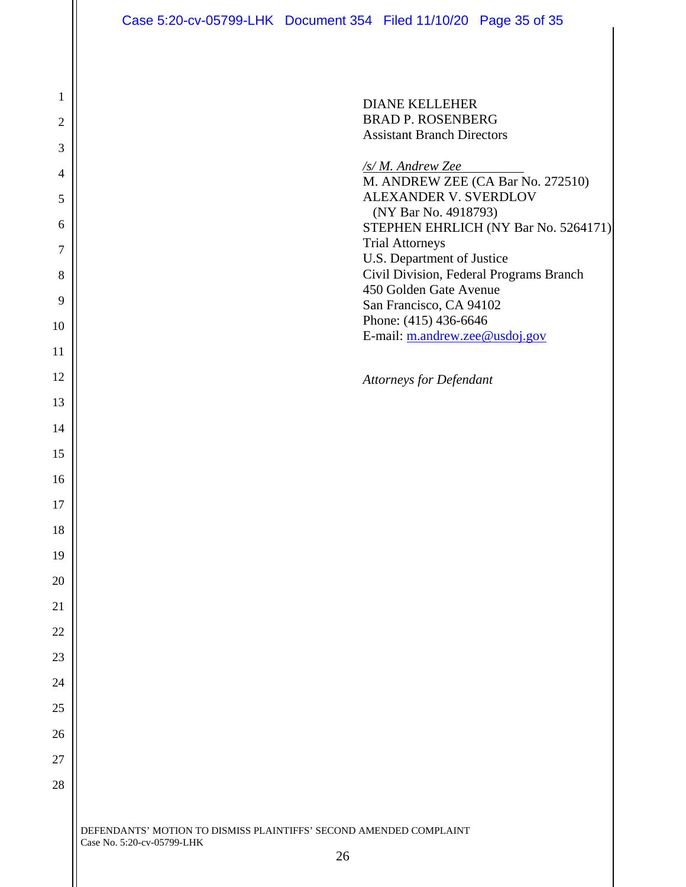DIANE KELLEHER
BRAD P. ROSENBERG
Assistant Branch Directors

*/s/ M. Andrew Zee*
M. ANDREW ZEE (CA Bar No. 272510)
ALEXANDER V. SVERDLOV
(NY Bar No. 4918793)
STEPHEN EHRLICH (NY Bar No. 5264171)
Trial Attorneys
U.S. Department of Justice
Civil Division, Federal Programs Branch
450 Golden Gate Avenue
San Francisco, CA 94102
Phone: (415) 436-6646
E-mail: m.andrew.zee@usdoj.gov

*Attorneys for Defendant*